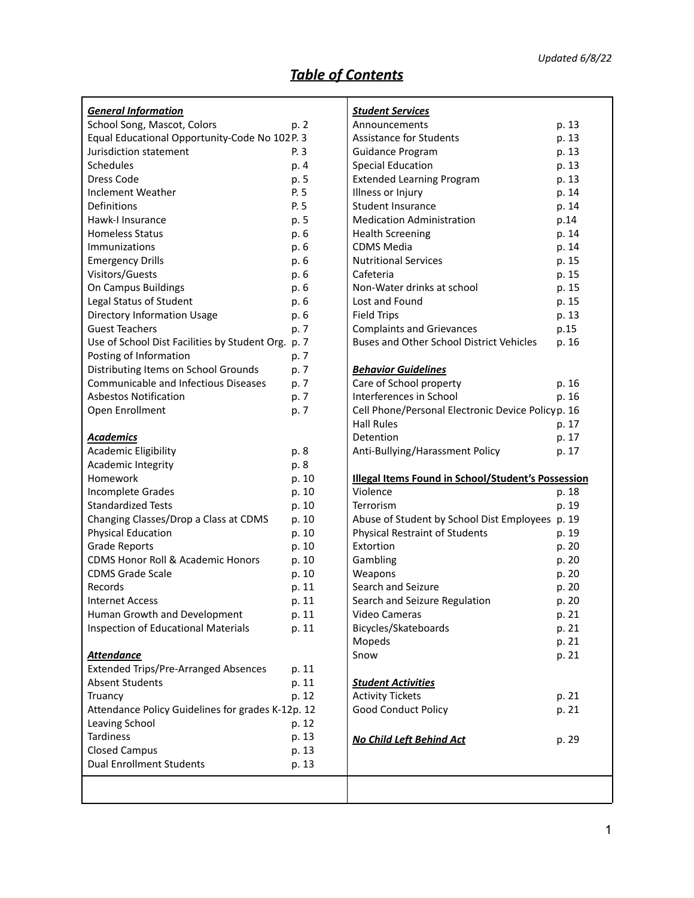*Updated 6/8/22*

# ***Table of Contents***

| ***General Information*** | | ***Student Services*** | |
|---|---|---|---|
| School Song, Mascot, Colors | p. 2 | Announcements | p. 13 |
| Equal Educational Opportunity-Code No 102 | P. 3 | Assistance for Students | p. 13 |
| Jurisdiction statement | P. 3 | Guidance Program | p. 13 |
| Schedules | p. 4 | Special Education | p. 13 |
| Dress Code | p. 5 | Extended Learning Program | p. 13 |
| Inclement Weather | P. 5 | Illness or Injury | p. 14 |
| Definitions | P. 5 | Student Insurance | p. 14 |
| Hawk-I Insurance | p. 5 | Medication Administration | p.14 |
| Homeless Status | p. 6 | Health Screening | p. 14 |
| Immunizations | p. 6 | CDMS Media | p. 14 |
| Emergency Drills | p. 6 | Nutritional Services | p. 15 |
| Visitors/Guests | p. 6 | Cafeteria | p. 15 |
| On Campus Buildings | p. 6 | Non-Water drinks at school | p. 15 |
| Legal Status of Student | p. 6 | Lost and Found | p. 15 |
| Directory Information Usage | p. 6 | Field Trips | p. 13 |
| Guest Teachers | p. 7 | Complaints and Grievances | p.15 |
| Use of School Dist Facilities by Student Org. | p. 7 | Buses and Other School District Vehicles | p. 16 |
| Posting of Information | p. 7 | | |
| Distributing Items on School Grounds | p. 7 | ***Behavior Guidelines*** | |
| Communicable and Infectious Diseases | p. 7 | Care of School property | p. 16 |
| Asbestos Notification | p. 7 | Interferences in School | p. 16 |
| Open Enrollment | p. 7 | Cell Phone/Personal Electronic Device Policy | p. 16 |
| | | Hall Rules | p. 17 |
| ***Academics*** | | Detention | p. 17 |
| Academic Eligibility | p. 8 | Anti-Bullying/Harassment Policy | p. 17 |
| Academic Integrity | p. 8 | | |
| Homework | p. 10 | **Illegal Items Found in School/Student's Possession** | |
| Incomplete Grades | p. 10 | Violence | p. 18 |
| Standardized Tests | p. 10 | Terrorism | p. 19 |
| Changing Classes/Drop a Class at CDMS | p. 10 | Abuse of Student by School Dist Employees | p. 19 |
| Physical Education | p. 10 | Physical Restraint of Students | p. 19 |
| Grade Reports | p. 10 | Extortion | p. 20 |
| CDMS Honor Roll & Academic Honors | p. 10 | Gambling | p. 20 |
| CDMS Grade Scale | p. 10 | Weapons | p. 20 |
| Records | p. 11 | Search and Seizure | p. 20 |
| Internet Access | p. 11 | Search and Seizure Regulation | p. 20 |
| Human Growth and Development | p. 11 | Video Cameras | p. 21 |
| Inspection of Educational Materials | p. 11 | Bicycles/Skateboards | p. 21 |
| | | Mopeds | p. 21 |
| ***Attendance*** | | Snow | p. 21 |
| Extended Trips/Pre-Arranged Absences | p. 11 | | |
| Absent Students | p. 11 | ***Student Activities*** | |
| Truancy | p. 12 | Activity Tickets | p. 21 |
| Attendance Policy Guidelines for grades K-12 | p. 12 | Good Conduct Policy | p. 21 |
| Leaving School | p. 12 | | |
| Tardiness | p. 13 | ***No Child Left Behind Act*** | p. 29 |
| Closed Campus | p. 13 | | |
| Dual Enrollment Students | p. 13 | | |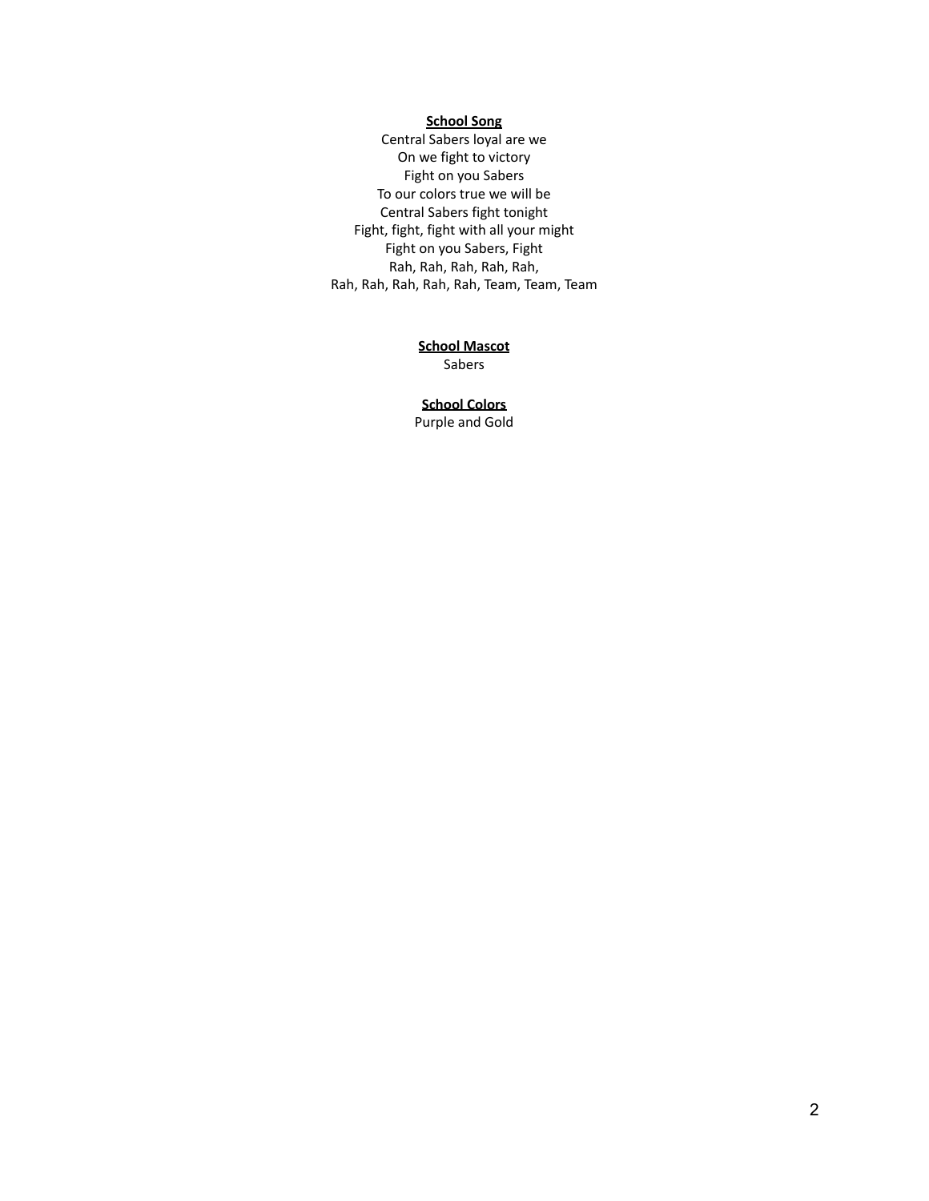**School Song**

Central Sabers loyal are we
On we fight to victory
Fight on you Sabers
To our colors true we will be
Central Sabers fight tonight
Fight, fight, fight with all your might
Fight on you Sabers, Fight
Rah, Rah, Rah, Rah, Rah,
Rah, Rah, Rah, Rah, Rah, Team, Team, Team

**School Mascot**

Sabers

**School Colors**

Purple and Gold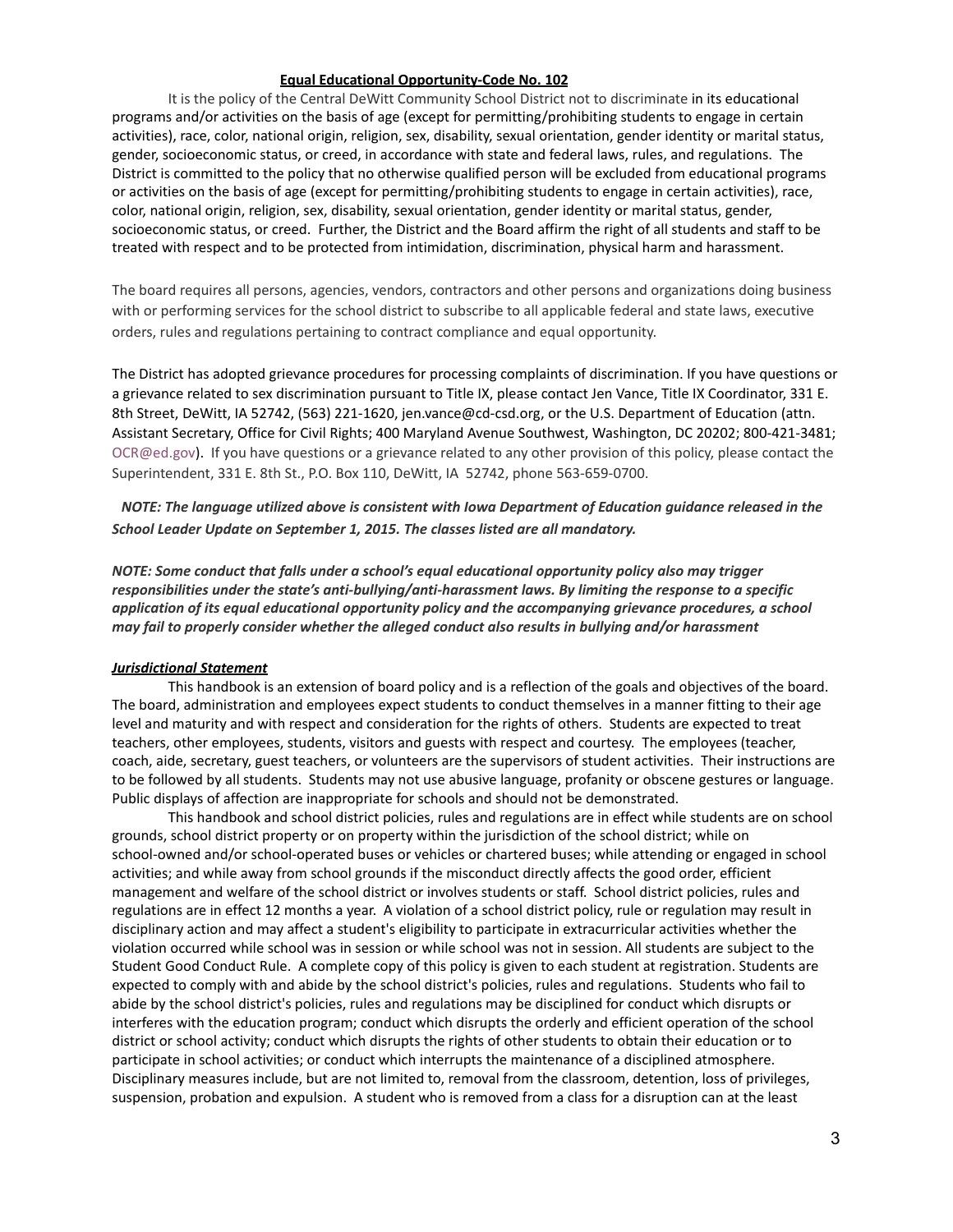**<u>Equal Educational Opportunity-Code No. 102</u>**

It is the policy of the Central DeWitt Community School District not to discriminate in its educational programs and/or activities on the basis of age (except for permitting/prohibiting students to engage in certain activities), race, color, national origin, religion, sex, disability, sexual orientation, gender identity or marital status, gender, socioeconomic status, or creed, in accordance with state and federal laws, rules, and regulations. The District is committed to the policy that no otherwise qualified person will be excluded from educational programs or activities on the basis of age (except for permitting/prohibiting students to engage in certain activities), race, color, national origin, religion, sex, disability, sexual orientation, gender identity or marital status, gender, socioeconomic status, or creed. Further, the District and the Board affirm the right of all students and staff to be treated with respect and to be protected from intimidation, discrimination, physical harm and harassment.

The board requires all persons, agencies, vendors, contractors and other persons and organizations doing business with or performing services for the school district to subscribe to all applicable federal and state laws, executive orders, rules and regulations pertaining to contract compliance and equal opportunity.

The District has adopted grievance procedures for processing complaints of discrimination. If you have questions or a grievance related to sex discrimination pursuant to Title IX, please contact Jen Vance, Title IX Coordinator, 331 E. 8th Street, DeWitt, IA 52742, (563) 221-1620, jen.vance@cd-csd.org, or the U.S. Department of Education (attn. Assistant Secretary, Office for Civil Rights; 400 Maryland Avenue Southwest, Washington, DC 20202; 800-421-3481; OCR@ed.gov). If you have questions or a grievance related to any other provision of this policy, please contact the Superintendent, 331 E. 8th St., P.O. Box 110, DeWitt, IA 52742, phone 563-659-0700.

***NOTE: The language utilized above is consistent with Iowa Department of Education guidance released in the School Leader Update on September 1, 2015. The classes listed are all mandatory.***

***NOTE: Some conduct that falls under a school's equal educational opportunity policy also may trigger responsibilities under the state's anti-bullying/anti-harassment laws. By limiting the response to a specific application of its equal educational opportunity policy and the accompanying grievance procedures, a school may fail to properly consider whether the alleged conduct also results in bullying and/or harassment***

***<u>Jurisdictional Statement</u>***

This handbook is an extension of board policy and is a reflection of the goals and objectives of the board. The board, administration and employees expect students to conduct themselves in a manner fitting to their age level and maturity and with respect and consideration for the rights of others. Students are expected to treat teachers, other employees, students, visitors and guests with respect and courtesy. The employees (teacher, coach, aide, secretary, guest teachers, or volunteers are the supervisors of student activities. Their instructions are to be followed by all students. Students may not use abusive language, profanity or obscene gestures or language. Public displays of affection are inappropriate for schools and should not be demonstrated.

This handbook and school district policies, rules and regulations are in effect while students are on school grounds, school district property or on property within the jurisdiction of the school district; while on school-owned and/or school-operated buses or vehicles or chartered buses; while attending or engaged in school activities; and while away from school grounds if the misconduct directly affects the good order, efficient management and welfare of the school district or involves students or staff. School district policies, rules and regulations are in effect 12 months a year. A violation of a school district policy, rule or regulation may result in disciplinary action and may affect a student's eligibility to participate in extracurricular activities whether the violation occurred while school was in session or while school was not in session. All students are subject to the Student Good Conduct Rule. A complete copy of this policy is given to each student at registration. Students are expected to comply with and abide by the school district's policies, rules and regulations. Students who fail to abide by the school district's policies, rules and regulations may be disciplined for conduct which disrupts or interferes with the education program; conduct which disrupts the orderly and efficient operation of the school district or school activity; conduct which disrupts the rights of other students to obtain their education or to participate in school activities; or conduct which interrupts the maintenance of a disciplined atmosphere. Disciplinary measures include, but are not limited to, removal from the classroom, detention, loss of privileges, suspension, probation and expulsion. A student who is removed from a class for a disruption can at the least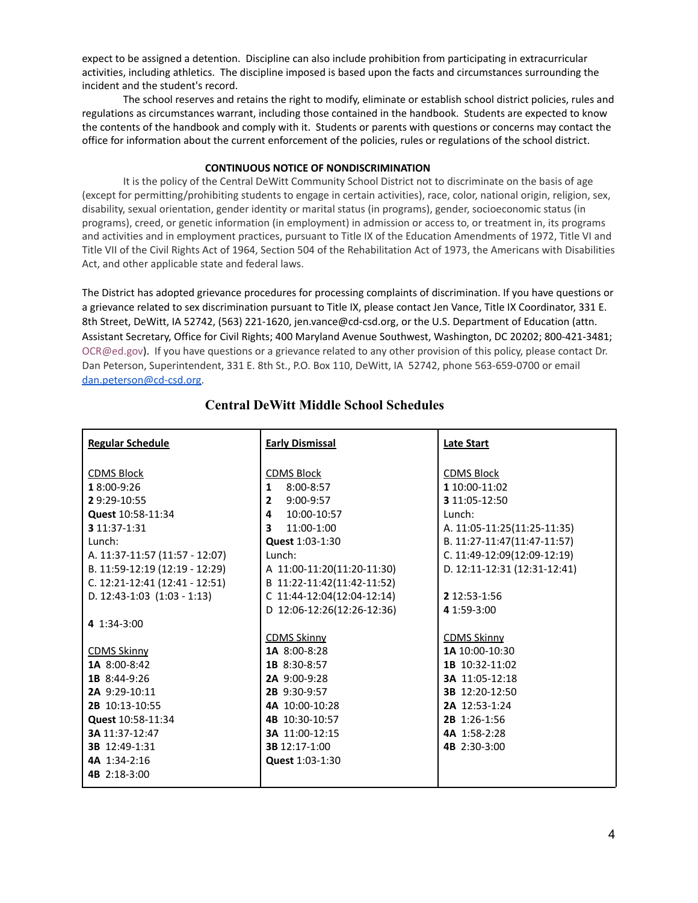expect to be assigned a detention. Discipline can also include prohibition from participating in extracurricular activities, including athletics. The discipline imposed is based upon the facts and circumstances surrounding the incident and the student's record.

The school reserves and retains the right to modify, eliminate or establish school district policies, rules and regulations as circumstances warrant, including those contained in the handbook. Students are expected to know the contents of the handbook and comply with it. Students or parents with questions or concerns may contact the office for information about the current enforcement of the policies, rules or regulations of the school district.

**CONTINUOUS NOTICE OF NONDISCRIMINATION**

It is the policy of the Central DeWitt Community School District not to discriminate on the basis of age (except for permitting/prohibiting students to engage in certain activities), race, color, national origin, religion, sex, disability, sexual orientation, gender identity or marital status (in programs), gender, socioeconomic status (in programs), creed, or genetic information (in employment) in admission or access to, or treatment in, its programs and activities and in employment practices, pursuant to Title IX of the Education Amendments of 1972, Title VI and Title VII of the Civil Rights Act of 1964, Section 504 of the Rehabilitation Act of 1973, the Americans with Disabilities Act, and other applicable state and federal laws.

The District has adopted grievance procedures for processing complaints of discrimination. If you have questions or a grievance related to sex discrimination pursuant to Title IX, please contact Jen Vance, Title IX Coordinator, 331 E. 8th Street, DeWitt, IA 52742, (563) 221-1620, jen.vance@cd-csd.org, or the U.S. Department of Education (attn. Assistant Secretary, Office for Civil Rights; 400 Maryland Avenue Southwest, Washington, DC 20202; 800-421-3481; OCR@ed.gov). If you have questions or a grievance related to any other provision of this policy, please contact Dr. Dan Peterson, Superintendent, 331 E. 8th St., P.O. Box 110, DeWitt, IA 52742, phone 563-659-0700 or email dan.peterson@cd-csd.org.

## Central DeWitt Middle School Schedules

| Regular Schedule | Early Dismissal | Late Start |
|---|---|---|
| CDMS Block | CDMS Block | CDMS Block |
| **1** 8:00-9:26 | **1** 8:00-8:57 | **1** 10:00-11:02 |
| **2** 9:29-10:55 | **2** 9:00-9:57 | **3** 11:05-12:50 |
| **Quest** 10:58-11:34 | **4** 10:00-10:57 | Lunch: |
| **3** 11:37-1:31 | **3** 11:00-1:00 | A. 11:05-11:25(11:25-11:35) |
| Lunch: | **Quest** 1:03-1:30 | B. 11:27-11:47(11:47-11:57) |
| A. 11:37-11:57 (11:57 - 12:07) | Lunch: | C. 11:49-12:09(12:09-12:19) |
| B. 11:59-12:19 (12:19 - 12:29) | A 11:00-11:20(11:20-11:30) | D. 12:11-12:31 (12:31-12:41) |
| C. 12:21-12:41 (12:41 - 12:51) | B 11:22-11:42(11:42-11:52) | |
| D. 12:43-1:03 (1:03 - 1:13) | C 11:44-12:04(12:04-12:14) | **2** 12:53-1:56 |
| | D 12:06-12:26(12:26-12:36) | **4** 1:59-3:00 |
| **4** 1:34-3:00 | | |
| | CDMS Skinny | CDMS Skinny |
| CDMS Skinny | **1A** 8:00-8:28 | **1A** 10:00-10:30 |
| **1A** 8:00-8:42 | **1B** 8:30-8:57 | **1B** 10:32-11:02 |
| **1B** 8:44-9:26 | **2A** 9:00-9:28 | **3A** 11:05-12:18 |
| **2A** 9:29-10:11 | **2B** 9:30-9:57 | **3B** 12:20-12:50 |
| **2B** 10:13-10:55 | **4A** 10:00-10:28 | **2A** 12:53-1:24 |
| **Quest** 10:58-11:34 | **4B** 10:30-10:57 | **2B** 1:26-1:56 |
| **3A** 11:37-12:47 | **3A** 11:00-12:15 | **4A** 1:58-2:28 |
| **3B** 12:49-1:31 | **3B** 12:17-1:00 | **4B** 2:30-3:00 |
| **4A** 1:34-2:16 | **Quest** 1:03-1:30 | |
| **4B** 2:18-3:00 | | |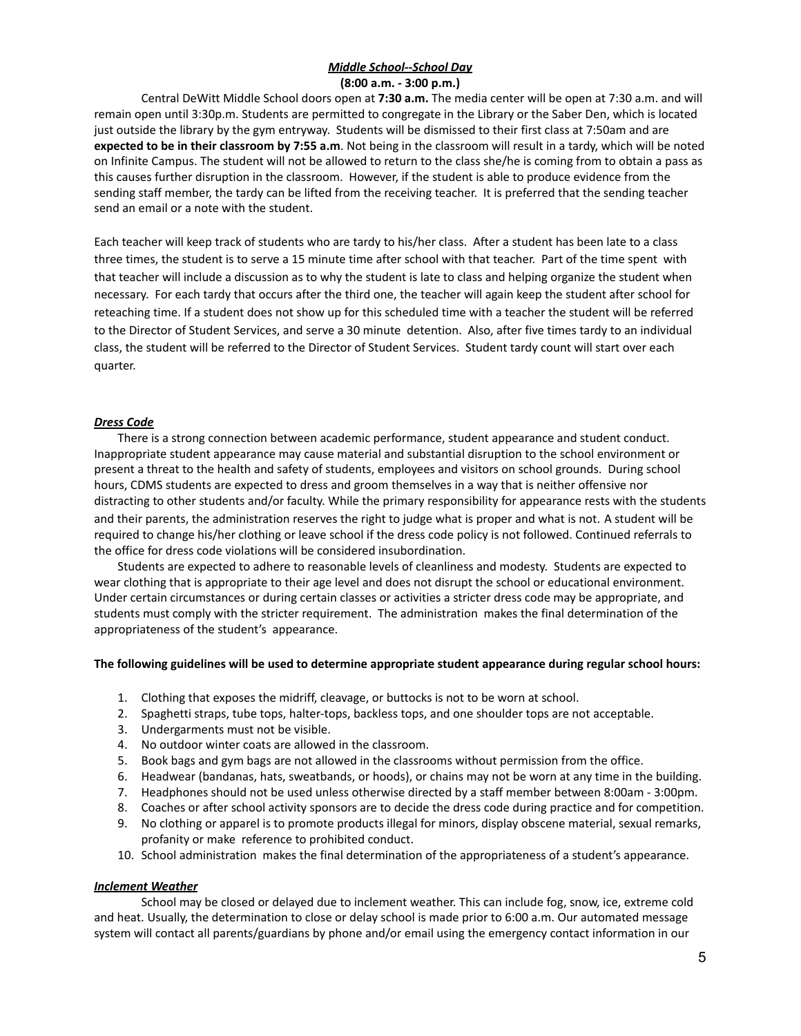### ***Middle School--School Day***

**(8:00 a.m. - 3:00 p.m.)**

Central DeWitt Middle School doors open at **7:30 a.m.** The media center will be open at 7:30 a.m. and will remain open until 3:30p.m. Students are permitted to congregate in the Library or the Saber Den, which is located just outside the library by the gym entryway. Students will be dismissed to their first class at 7:50am and are **expected to be in their classroom by 7:55 a.m**. Not being in the classroom will result in a tardy, which will be noted on Infinite Campus. The student will not be allowed to return to the class she/he is coming from to obtain a pass as this causes further disruption in the classroom. However, if the student is able to produce evidence from the sending staff member, the tardy can be lifted from the receiving teacher. It is preferred that the sending teacher send an email or a note with the student.

Each teacher will keep track of students who are tardy to his/her class. After a student has been late to a class three times, the student is to serve a 15 minute time after school with that teacher. Part of the time spent with that teacher will include a discussion as to why the student is late to class and helping organize the student when necessary. For each tardy that occurs after the third one, the teacher will again keep the student after school for reteaching time. If a student does not show up for this scheduled time with a teacher the student will be referred to the Director of Student Services, and serve a 30 minute detention. Also, after five times tardy to an individual class, the student will be referred to the Director of Student Services. Student tardy count will start over each quarter.

### ***Dress Code***

There is a strong connection between academic performance, student appearance and student conduct. Inappropriate student appearance may cause material and substantial disruption to the school environment or present a threat to the health and safety of students, employees and visitors on school grounds. During school hours, CDMS students are expected to dress and groom themselves in a way that is neither offensive nor distracting to other students and/or faculty. While the primary responsibility for appearance rests with the students and their parents, the administration reserves the right to judge what is proper and what is not. A student will be required to change his/her clothing or leave school if the dress code policy is not followed. Continued referrals to the office for dress code violations will be considered insubordination.

Students are expected to adhere to reasonable levels of cleanliness and modesty. Students are expected to wear clothing that is appropriate to their age level and does not disrupt the school or educational environment. Under certain circumstances or during certain classes or activities a stricter dress code may be appropriate, and students must comply with the stricter requirement. The administration makes the final determination of the appropriateness of the student's appearance.

**The following guidelines will be used to determine appropriate student appearance during regular school hours:**

1. Clothing that exposes the midriff, cleavage, or buttocks is not to be worn at school.
2. Spaghetti straps, tube tops, halter-tops, backless tops, and one shoulder tops are not acceptable.
3. Undergarments must not be visible.
4. No outdoor winter coats are allowed in the classroom.
5. Book bags and gym bags are not allowed in the classrooms without permission from the office.
6. Headwear (bandanas, hats, sweatbands, or hoods), or chains may not be worn at any time in the building.
7. Headphones should not be used unless otherwise directed by a staff member between 8:00am - 3:00pm.
8. Coaches or after school activity sponsors are to decide the dress code during practice and for competition.
9. No clothing or apparel is to promote products illegal for minors, display obscene material, sexual remarks, profanity or make reference to prohibited conduct.
10. School administration makes the final determination of the appropriateness of a student's appearance.

### ***Inclement Weather***

School may be closed or delayed due to inclement weather. This can include fog, snow, ice, extreme cold and heat. Usually, the determination to close or delay school is made prior to 6:00 a.m. Our automated message system will contact all parents/guardians by phone and/or email using the emergency contact information in our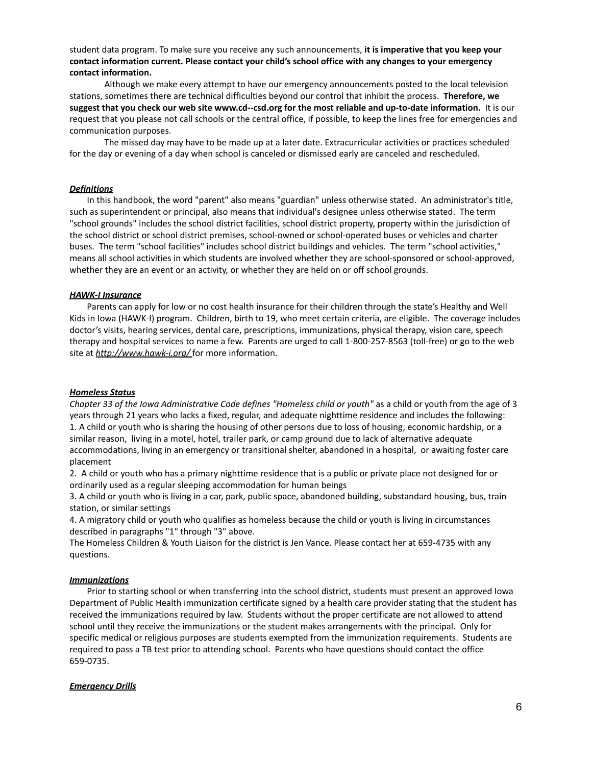student data program. To make sure you receive any such announcements, **it is imperative that you keep your contact information current. Please contact your child's school office with any changes to your emergency contact information.**

Although we make every attempt to have our emergency announcements posted to the local television stations, sometimes there are technical difficulties beyond our control that inhibit the process. **Therefore, we suggest that you check our web site www.cd--csd.org for the most reliable and up-to-date information.** It is our request that you please not call schools or the central office, if possible, to keep the lines free for emergencies and communication purposes.

The missed day may have to be made up at a later date. Extracurricular activities or practices scheduled for the day or evening of a day when school is canceled or dismissed early are canceled and rescheduled.

### ***Definitions***

In this handbook, the word "parent" also means "guardian" unless otherwise stated. An administrator's title, such as superintendent or principal, also means that individual's designee unless otherwise stated. The term "school grounds" includes the school district facilities, school district property, property within the jurisdiction of the school district or school district premises, school-owned or school-operated buses or vehicles and charter buses. The term "school facilities" includes school district buildings and vehicles. The term "school activities," means all school activities in which students are involved whether they are school-sponsored or school-approved, whether they are an event or an activity, or whether they are held on or off school grounds.

### ***HAWK-I Insurance***

Parents can apply for low or no cost health insurance for their children through the state's Healthy and Well Kids in Iowa (HAWK-I) program. Children, birth to 19, who meet certain criteria, are eligible. The coverage includes doctor's visits, hearing services, dental care, prescriptions, immunizations, physical therapy, vision care, speech therapy and hospital services to name a few. Parents are urged to call 1-800-257-8563 (toll-free) or go to the web site at *http://www.hawk-i.org/* for more information.

### ***Homeless Status***

*Chapter 33 of the Iowa Administrative Code defines "Homeless child or youth"* as a child or youth from the age of 3 years through 21 years who lacks a fixed, regular, and adequate nighttime residence and includes the following:

1. A child or youth who is sharing the housing of other persons due to loss of housing, economic hardship, or a similar reason, living in a motel, hotel, trailer park, or camp ground due to lack of alternative adequate accommodations, living in an emergency or transitional shelter, abandoned in a hospital, or awaiting foster care placement
2. A child or youth who has a primary nighttime residence that is a public or private place not designed for or ordinarily used as a regular sleeping accommodation for human beings
3. A child or youth who is living in a car, park, public space, abandoned building, substandard housing, bus, train station, or similar settings
4. A migratory child or youth who qualifies as homeless because the child or youth is living in circumstances described in paragraphs "1" through "3" above.

The Homeless Children & Youth Liaison for the district is Jen Vance. Please contact her at 659-4735 with any questions.

### ***Immunizations***

Prior to starting school or when transferring into the school district, students must present an approved Iowa Department of Public Health immunization certificate signed by a health care provider stating that the student has received the immunizations required by law. Students without the proper certificate are not allowed to attend school until they receive the immunizations or the student makes arrangements with the principal. Only for specific medical or religious purposes are students exempted from the immunization requirements. Students are required to pass a TB test prior to attending school. Parents who have questions should contact the office 659-0735.

### ***Emergency Drills***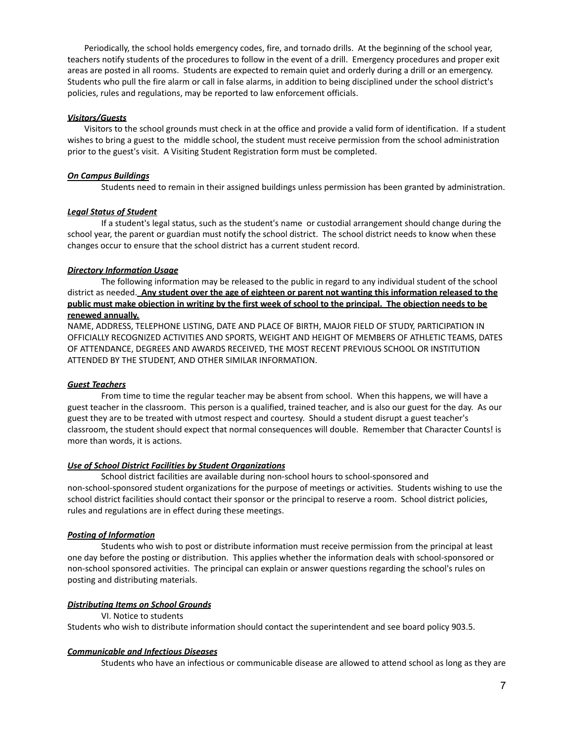Periodically, the school holds emergency codes, fire, and tornado drills. At the beginning of the school year, teachers notify students of the procedures to follow in the event of a drill. Emergency procedures and proper exit areas are posted in all rooms. Students are expected to remain quiet and orderly during a drill or an emergency. Students who pull the fire alarm or call in false alarms, in addition to being disciplined under the school district's policies, rules and regulations, may be reported to law enforcement officials.

***Visitors/Guests***

Visitors to the school grounds must check in at the office and provide a valid form of identification. If a student wishes to bring a guest to the middle school, the student must receive permission from the school administration prior to the guest's visit. A Visiting Student Registration form must be completed.

***On Campus Buildings***

Students need to remain in their assigned buildings unless permission has been granted by administration.

***Legal Status of Student***

If a student's legal status, such as the student's name or custodial arrangement should change during the school year, the parent or guardian must notify the school district. The school district needs to know when these changes occur to ensure that the school district has a current student record.

***Directory Information Usage***

The following information may be released to the public in regard to any individual student of the school district as needed. **Any student over the age of eighteen or parent not wanting this information released to the public must make objection in writing by the first week of school to the principal. The objection needs to be renewed annually.**

NAME, ADDRESS, TELEPHONE LISTING, DATE AND PLACE OF BIRTH, MAJOR FIELD OF STUDY, PARTICIPATION IN OFFICIALLY RECOGNIZED ACTIVITIES AND SPORTS, WEIGHT AND HEIGHT OF MEMBERS OF ATHLETIC TEAMS, DATES OF ATTENDANCE, DEGREES AND AWARDS RECEIVED, THE MOST RECENT PREVIOUS SCHOOL OR INSTITUTION ATTENDED BY THE STUDENT, AND OTHER SIMILAR INFORMATION.

***Guest Teachers***

From time to time the regular teacher may be absent from school. When this happens, we will have a guest teacher in the classroom. This person is a qualified, trained teacher, and is also our guest for the day. As our guest they are to be treated with utmost respect and courtesy. Should a student disrupt a guest teacher's classroom, the student should expect that normal consequences will double. Remember that Character Counts! is more than words, it is actions.

***Use of School District Facilities by Student Organizations***

School district facilities are available during non-school hours to school-sponsored and non-school-sponsored student organizations for the purpose of meetings or activities. Students wishing to use the school district facilities should contact their sponsor or the principal to reserve a room. School district policies, rules and regulations are in effect during these meetings.

***Posting of Information***

Students who wish to post or distribute information must receive permission from the principal at least one day before the posting or distribution. This applies whether the information deals with school-sponsored or non-school sponsored activities. The principal can explain or answer questions regarding the school's rules on posting and distributing materials.

***Distributing Items on School Grounds***

VI. Notice to students

Students who wish to distribute information should contact the superintendent and see board policy 903.5.

***Communicable and Infectious Diseases***

Students who have an infectious or communicable disease are allowed to attend school as long as they are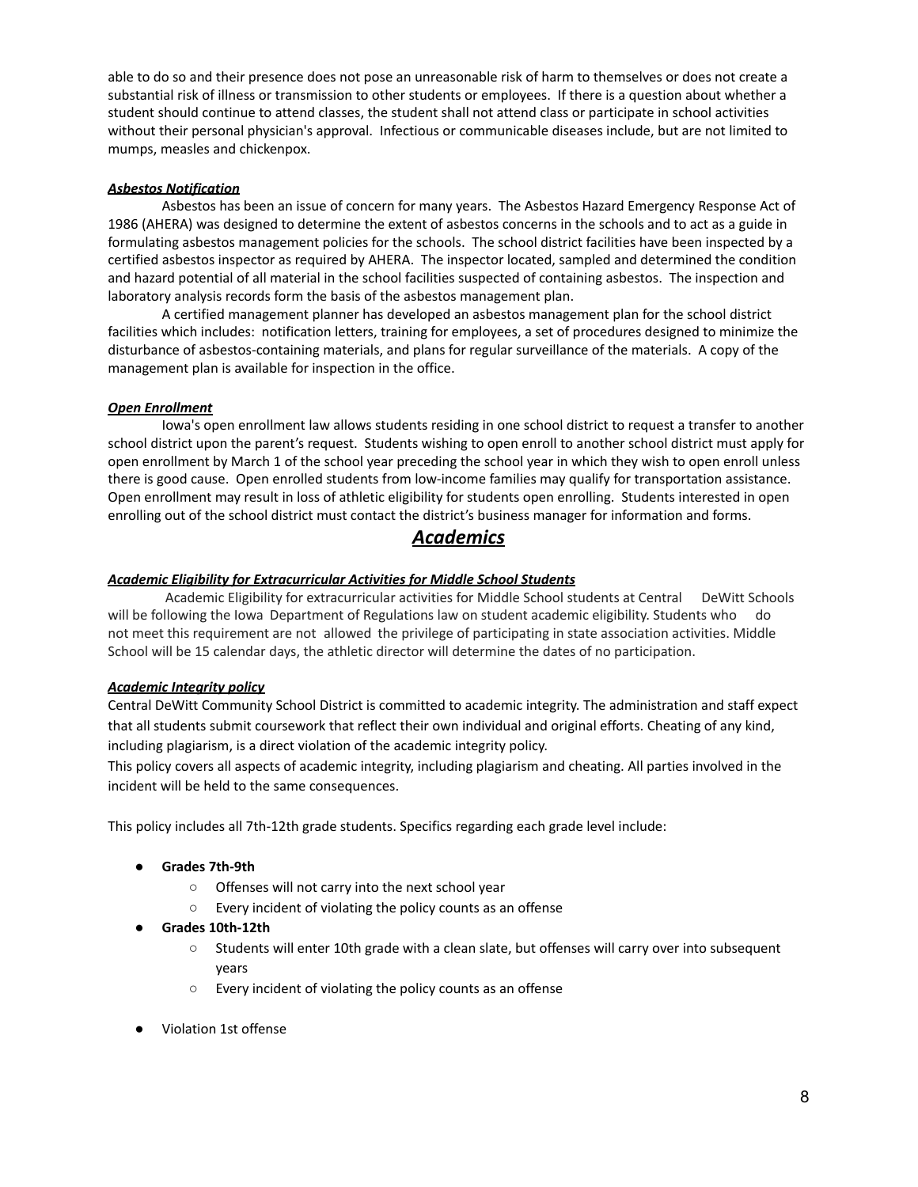able to do so and their presence does not pose an unreasonable risk of harm to themselves or does not create a substantial risk of illness or transmission to other students or employees. If there is a question about whether a student should continue to attend classes, the student shall not attend class or participate in school activities without their personal physician's approval. Infectious or communicable diseases include, but are not limited to mumps, measles and chickenpox.

***Asbestos Notification***

Asbestos has been an issue of concern for many years. The Asbestos Hazard Emergency Response Act of 1986 (AHERA) was designed to determine the extent of asbestos concerns in the schools and to act as a guide in formulating asbestos management policies for the schools. The school district facilities have been inspected by a certified asbestos inspector as required by AHERA. The inspector located, sampled and determined the condition and hazard potential of all material in the school facilities suspected of containing asbestos. The inspection and laboratory analysis records form the basis of the asbestos management plan.

A certified management planner has developed an asbestos management plan for the school district facilities which includes: notification letters, training for employees, a set of procedures designed to minimize the disturbance of asbestos-containing materials, and plans for regular surveillance of the materials. A copy of the management plan is available for inspection in the office.

***Open Enrollment***

Iowa's open enrollment law allows students residing in one school district to request a transfer to another school district upon the parent's request. Students wishing to open enroll to another school district must apply for open enrollment by March 1 of the school year preceding the school year in which they wish to open enroll unless there is good cause. Open enrolled students from low-income families may qualify for transportation assistance. Open enrollment may result in loss of athletic eligibility for students open enrolling. Students interested in open enrolling out of the school district must contact the district's business manager for information and forms.

# ***Academics***

***Academic Eligibility for Extracurricular Activities for Middle School Students***

Academic Eligibility for extracurricular activities for Middle School students at Central DeWitt Schools will be following the Iowa Department of Regulations law on student academic eligibility. Students who do not meet this requirement are not allowed the privilege of participating in state association activities. Middle School will be 15 calendar days, the athletic director will determine the dates of no participation.

***Academic Integrity policy***

Central DeWitt Community School District is committed to academic integrity. The administration and staff expect that all students submit coursework that reflect their own individual and original efforts. Cheating of any kind, including plagiarism, is a direct violation of the academic integrity policy.

This policy covers all aspects of academic integrity, including plagiarism and cheating. All parties involved in the incident will be held to the same consequences.

This policy includes all 7th-12th grade students. Specifics regarding each grade level include:

- **Grades 7th-9th**
  - Offenses will not carry into the next school year
  - Every incident of violating the policy counts as an offense
- **Grades 10th-12th**
  - Students will enter 10th grade with a clean slate, but offenses will carry over into subsequent years
  - Every incident of violating the policy counts as an offense

- Violation 1st offense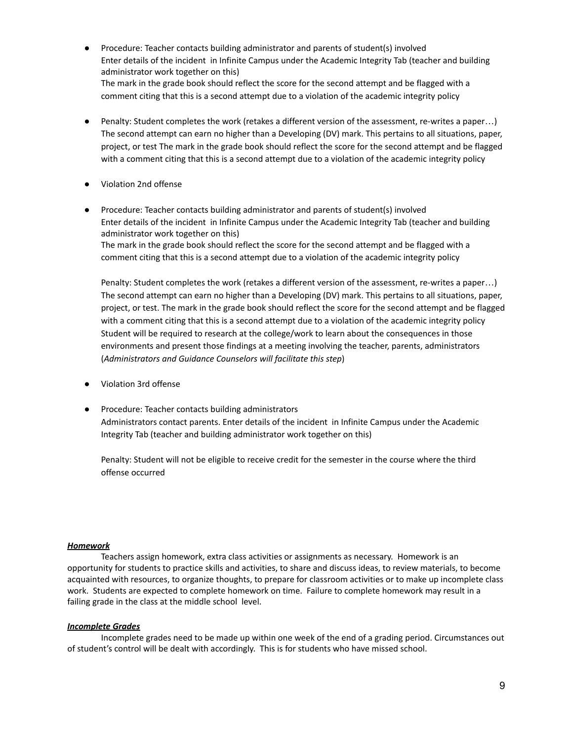- Procedure: Teacher contacts building administrator and parents of student(s) involved
  Enter details of the incident in Infinite Campus under the Academic Integrity Tab (teacher and building administrator work together on this)
  The mark in the grade book should reflect the score for the second attempt and be flagged with a comment citing that this is a second attempt due to a violation of the academic integrity policy

- Penalty: Student completes the work (retakes a different version of the assessment, re-writes a paper…) The second attempt can earn no higher than a Developing (DV) mark. This pertains to all situations, paper, project, or test The mark in the grade book should reflect the score for the second attempt and be flagged with a comment citing that this is a second attempt due to a violation of the academic integrity policy

- Violation 2nd offense

- Procedure: Teacher contacts building administrator and parents of student(s) involved
  Enter details of the incident in Infinite Campus under the Academic Integrity Tab (teacher and building administrator work together on this)
  The mark in the grade book should reflect the score for the second attempt and be flagged with a comment citing that this is a second attempt due to a violation of the academic integrity policy

  Penalty: Student completes the work (retakes a different version of the assessment, re-writes a paper…) The second attempt can earn no higher than a Developing (DV) mark. This pertains to all situations, paper, project, or test. The mark in the grade book should reflect the score for the second attempt and be flagged with a comment citing that this is a second attempt due to a violation of the academic integrity policy Student will be required to research at the college/work to learn about the consequences in those environments and present those findings at a meeting involving the teacher, parents, administrators (*Administrators and Guidance Counselors will facilitate this step*)

- Violation 3rd offense

- Procedure: Teacher contacts building administrators
  Administrators contact parents. Enter details of the incident in Infinite Campus under the Academic Integrity Tab (teacher and building administrator work together on this)

  Penalty: Student will not be eligible to receive credit for the semester in the course where the third offense occurred

***Homework***

Teachers assign homework, extra class activities or assignments as necessary. Homework is an opportunity for students to practice skills and activities, to share and discuss ideas, to review materials, to become acquainted with resources, to organize thoughts, to prepare for classroom activities or to make up incomplete class work. Students are expected to complete homework on time. Failure to complete homework may result in a failing grade in the class at the middle school level.

***Incomplete Grades***

Incomplete grades need to be made up within one week of the end of a grading period. Circumstances out of student's control will be dealt with accordingly. This is for students who have missed school.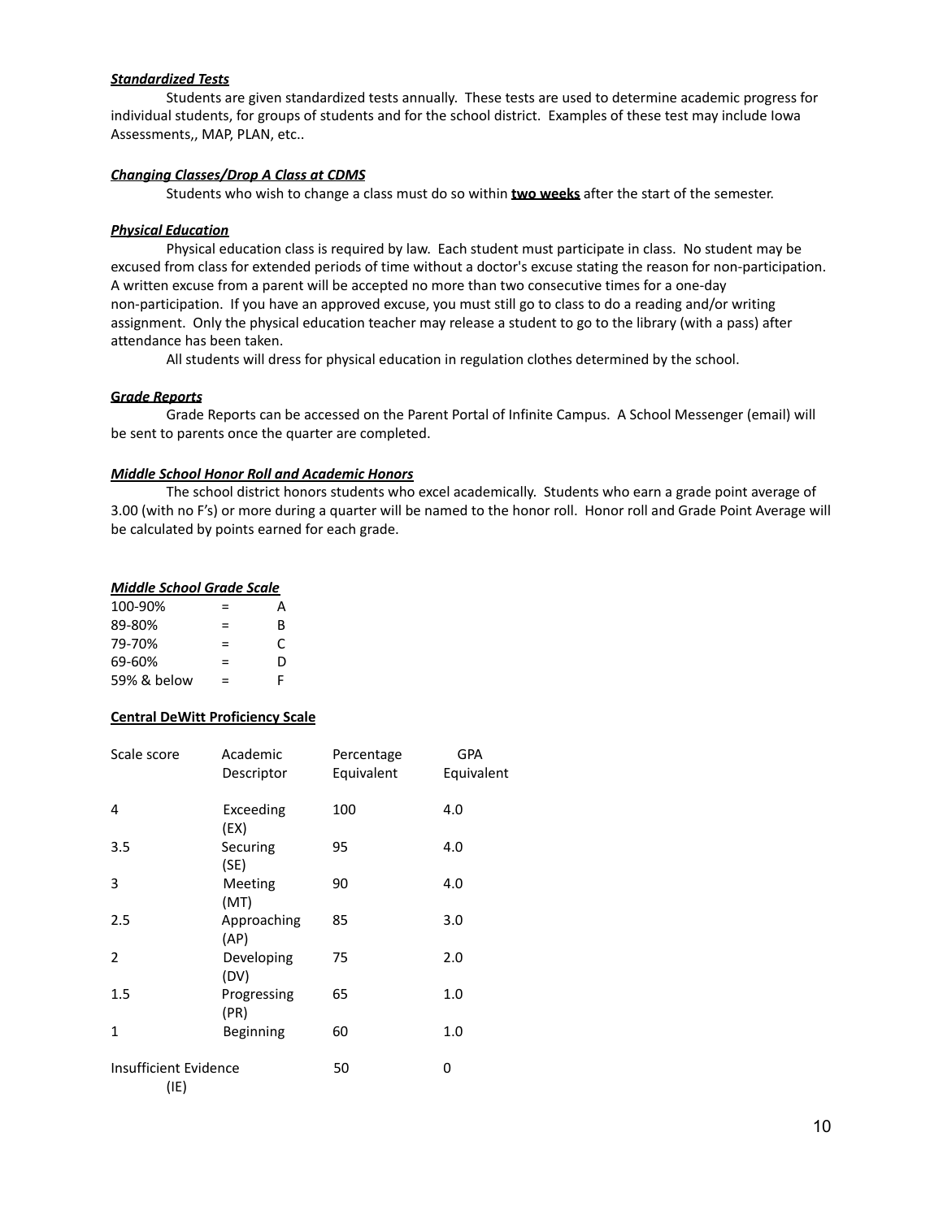***Standardized Tests***

Students are given standardized tests annually. These tests are used to determine academic progress for individual students, for groups of students and for the school district. Examples of these test may include Iowa Assessments,, MAP, PLAN, etc..

***Changing Classes/Drop A Class at CDMS***

Students who wish to change a class must do so within **two weeks** after the start of the semester.

***Physical Education***

Physical education class is required by law. Each student must participate in class. No student may be excused from class for extended periods of time without a doctor's excuse stating the reason for non-participation. A written excuse from a parent will be accepted no more than two consecutive times for a one-day non-participation. If you have an approved excuse, you must still go to class to do a reading and/or writing assignment. Only the physical education teacher may release a student to go to the library (with a pass) after attendance has been taken.

All students will dress for physical education in regulation clothes determined by the school.

***Grade Reports***

Grade Reports can be accessed on the Parent Portal of Infinite Campus. A School Messenger (email) will be sent to parents once the quarter are completed.

***Middle School Honor Roll and Academic Honors***

The school district honors students who excel academically. Students who earn a grade point average of 3.00 (with no F's) or more during a quarter will be named to the honor roll. Honor roll and Grade Point Average will be calculated by points earned for each grade.

***Middle School Grade Scale***

| | | |
|---|---|---|
| 100-90% | = | A |
| 89-80% | = | B |
| 79-70% | = | C |
| 69-60% | = | D |
| 59% & below | = | F |

**Central DeWitt Proficiency Scale**

| Scale score | Academic Descriptor | Percentage Equivalent | GPA Equivalent |
|---|---|---|---|
| 4 | Exceeding (EX) | 100 | 4.0 |
| 3.5 | Securing (SE) | 95 | 4.0 |
| 3 | Meeting (MT) | 90 | 4.0 |
| 2.5 | Approaching (AP) | 85 | 3.0 |
| 2 | Developing (DV) | 75 | 2.0 |
| 1.5 | Progressing (PR) | 65 | 1.0 |
| 1 | Beginning | 60 | 1.0 |
| Insufficient Evidence (IE) | | 50 | 0 |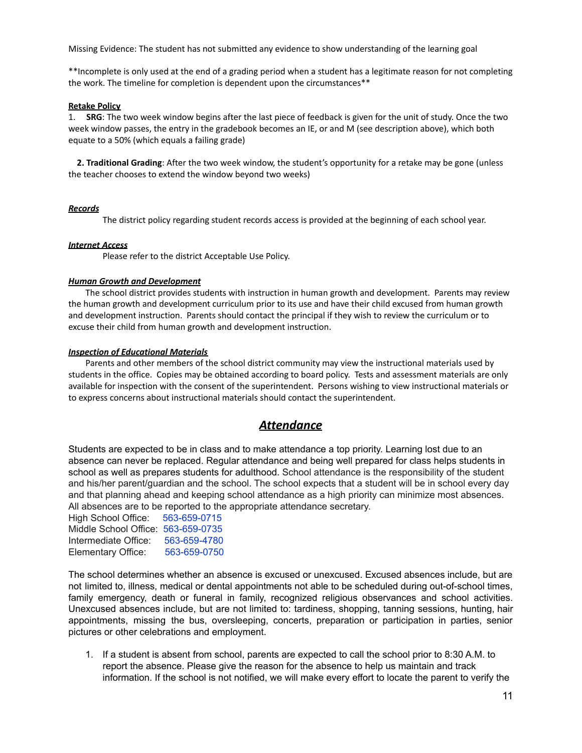Missing Evidence: The student has not submitted any evidence to show understanding of the learning goal

**Incomplete is only used at the end of a grading period when a student has a legitimate reason for not completing the work. The timeline for completion is dependent upon the circumstances**

**Retake Policy**

1. **SRG**: The two week window begins after the last piece of feedback is given for the unit of study. Once the two week window passes, the entry in the gradebook becomes an IE, or and M (see description above), which both equate to a 50% (which equals a failing grade)

2. **Traditional Grading**: After the two week window, the student's opportunity for a retake may be gone (unless the teacher chooses to extend the window beyond two weeks)

***Records***

The district policy regarding student records access is provided at the beginning of each school year.

***Internet Access***

Please refer to the district Acceptable Use Policy.

***Human Growth and Development***

The school district provides students with instruction in human growth and development. Parents may review the human growth and development curriculum prior to its use and have their child excused from human growth and development instruction. Parents should contact the principal if they wish to review the curriculum or to excuse their child from human growth and development instruction.

***Inspection of Educational Materials***

Parents and other members of the school district community may view the instructional materials used by students in the office. Copies may be obtained according to board policy. Tests and assessment materials are only available for inspection with the consent of the superintendent. Persons wishing to view instructional materials or to express concerns about instructional materials should contact the superintendent.

## ***Attendance***

Students are expected to be in class and to make attendance a top priority. Learning lost due to an absence can never be replaced. Regular attendance and being well prepared for class helps students in school as well as prepares students for adulthood. School attendance is the responsibility of the student and his/her parent/guardian and the school. The school expects that a student will be in school every day and that planning ahead and keeping school attendance as a high priority can minimize most absences. All absences are to be reported to the appropriate attendance secretary.

High School Office: 563-659-0715
Middle School Office: 563-659-0735
Intermediate Office: 563-659-4780
Elementary Office: 563-659-0750

The school determines whether an absence is excused or unexcused. Excused absences include, but are not limited to, illness, medical or dental appointments not able to be scheduled during out-of-school times, family emergency, death or funeral in family, recognized religious observances and school activities. Unexcused absences include, but are not limited to: tardiness, shopping, tanning sessions, hunting, hair appointments, missing the bus, oversleeping, concerts, preparation or participation in parties, senior pictures or other celebrations and employment.

1. If a student is absent from school, parents are expected to call the school prior to 8:30 A.M. to report the absence. Please give the reason for the absence to help us maintain and track information. If the school is not notified, we will make every effort to locate the parent to verify the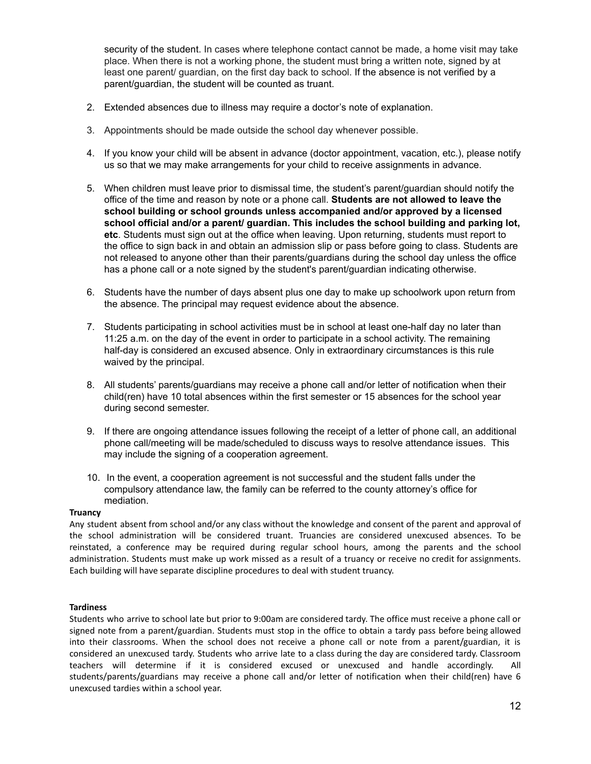security of the student. In cases where telephone contact cannot be made, a home visit may take place. When there is not a working phone, the student must bring a written note, signed by at least one parent/ guardian, on the first day back to school. If the absence is not verified by a parent/guardian, the student will be counted as truant.

2. Extended absences due to illness may require a doctor's note of explanation.

3. Appointments should be made outside the school day whenever possible.

4. If you know your child will be absent in advance (doctor appointment, vacation, etc.), please notify us so that we may make arrangements for your child to receive assignments in advance.

5. When children must leave prior to dismissal time, the student's parent/guardian should notify the office of the time and reason by note or a phone call. **Students are not allowed to leave the school building or school grounds unless accompanied and/or approved by a licensed school official and/or a parent/ guardian. This includes the school building and parking lot, etc**. Students must sign out at the office when leaving. Upon returning, students must report to the office to sign back in and obtain an admission slip or pass before going to class. Students are not released to anyone other than their parents/guardians during the school day unless the office has a phone call or a note signed by the student's parent/guardian indicating otherwise.

6. Students have the number of days absent plus one day to make up schoolwork upon return from the absence. The principal may request evidence about the absence.

7. Students participating in school activities must be in school at least one-half day no later than 11:25 a.m. on the day of the event in order to participate in a school activity. The remaining half-day is considered an excused absence. Only in extraordinary circumstances is this rule waived by the principal.

8. All students' parents/guardians may receive a phone call and/or letter of notification when their child(ren) have 10 total absences within the first semester or 15 absences for the school year during second semester.

9. If there are ongoing attendance issues following the receipt of a letter of phone call, an additional phone call/meeting will be made/scheduled to discuss ways to resolve attendance issues. This may include the signing of a cooperation agreement.

10. In the event, a cooperation agreement is not successful and the student falls under the compulsory attendance law, the family can be referred to the county attorney's office for mediation.

**Truancy**

Any student absent from school and/or any class without the knowledge and consent of the parent and approval of the school administration will be considered truant. Truancies are considered unexcused absences. To be reinstated, a conference may be required during regular school hours, among the parents and the school administration. Students must make up work missed as a result of a truancy or receive no credit for assignments. Each building will have separate discipline procedures to deal with student truancy.

**Tardiness**

Students who arrive to school late but prior to 9:00am are considered tardy. The office must receive a phone call or signed note from a parent/guardian. Students must stop in the office to obtain a tardy pass before being allowed into their classrooms. When the school does not receive a phone call or note from a parent/guardian, it is considered an unexcused tardy. Students who arrive late to a class during the day are considered tardy. Classroom teachers will determine if it is considered excused or unexcused and handle accordingly. All students/parents/guardians may receive a phone call and/or letter of notification when their child(ren) have 6 unexcused tardies within a school year.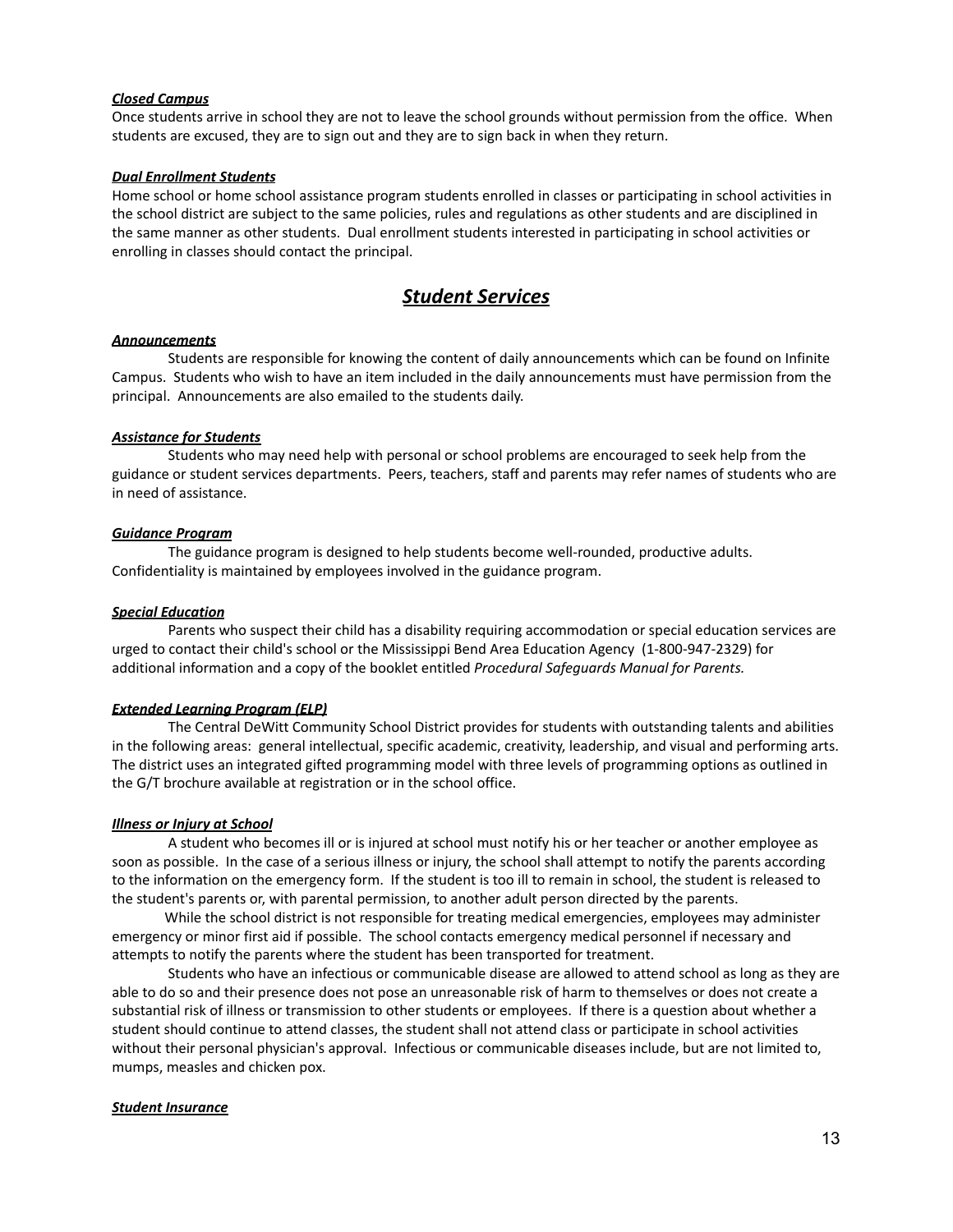***Closed Campus***
Once students arrive in school they are not to leave the school grounds without permission from the office. When students are excused, they are to sign out and they are to sign back in when they return.

***Dual Enrollment Students***
Home school or home school assistance program students enrolled in classes or participating in school activities in the school district are subject to the same policies, rules and regulations as other students and are disciplined in the same manner as other students. Dual enrollment students interested in participating in school activities or enrolling in classes should contact the principal.

## ***Student Services***

***Announcements***

Students are responsible for knowing the content of daily announcements which can be found on Infinite Campus. Students who wish to have an item included in the daily announcements must have permission from the principal. Announcements are also emailed to the students daily.

***Assistance for Students***

Students who may need help with personal or school problems are encouraged to seek help from the guidance or student services departments. Peers, teachers, staff and parents may refer names of students who are in need of assistance.

***Guidance Program***

The guidance program is designed to help students become well-rounded, productive adults. Confidentiality is maintained by employees involved in the guidance program.

***Special Education***

Parents who suspect their child has a disability requiring accommodation or special education services are urged to contact their child's school or the Mississippi Bend Area Education Agency (1-800-947-2329) for additional information and a copy of the booklet entitled *Procedural Safeguards Manual for Parents.*

***Extended Learning Program (ELP)***

The Central DeWitt Community School District provides for students with outstanding talents and abilities in the following areas: general intellectual, specific academic, creativity, leadership, and visual and performing arts. The district uses an integrated gifted programming model with three levels of programming options as outlined in the G/T brochure available at registration or in the school office.

***Illness or Injury at School***

A student who becomes ill or is injured at school must notify his or her teacher or another employee as soon as possible. In the case of a serious illness or injury, the school shall attempt to notify the parents according to the information on the emergency form. If the student is too ill to remain in school, the student is released to the student's parents or, with parental permission, to another adult person directed by the parents.

While the school district is not responsible for treating medical emergencies, employees may administer emergency or minor first aid if possible. The school contacts emergency medical personnel if necessary and attempts to notify the parents where the student has been transported for treatment.

Students who have an infectious or communicable disease are allowed to attend school as long as they are able to do so and their presence does not pose an unreasonable risk of harm to themselves or does not create a substantial risk of illness or transmission to other students or employees. If there is a question about whether a student should continue to attend classes, the student shall not attend class or participate in school activities without their personal physician's approval. Infectious or communicable diseases include, but are not limited to, mumps, measles and chicken pox.

***Student Insurance***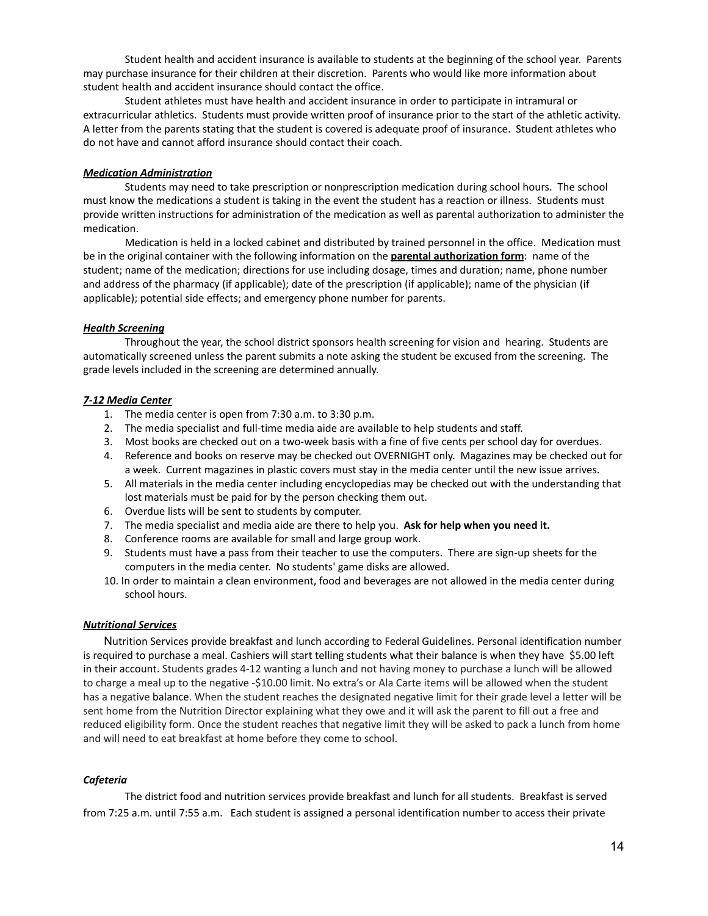Student health and accident insurance is available to students at the beginning of the school year. Parents may purchase insurance for their children at their discretion. Parents who would like more information about student health and accident insurance should contact the office.

Student athletes must have health and accident insurance in order to participate in intramural or extracurricular athletics. Students must provide written proof of insurance prior to the start of the athletic activity. A letter from the parents stating that the student is covered is adequate proof of insurance. Student athletes who do not have and cannot afford insurance should contact their coach.

***Medication Administration***

Students may need to take prescription or nonprescription medication during school hours. The school must know the medications a student is taking in the event the student has a reaction or illness. Students must provide written instructions for administration of the medication as well as parental authorization to administer the medication.

Medication is held in a locked cabinet and distributed by trained personnel in the office. Medication must be in the original container with the following information on the **parental authorization form**: name of the student; name of the medication; directions for use including dosage, times and duration; name, phone number and address of the pharmacy (if applicable); date of the prescription (if applicable); name of the physician (if applicable); potential side effects; and emergency phone number for parents.

***Health Screening***

Throughout the year, the school district sponsors health screening for vision and hearing. Students are automatically screened unless the parent submits a note asking the student be excused from the screening. The grade levels included in the screening are determined annually.

***7-12 Media Center***

1. The media center is open from 7:30 a.m. to 3:30 p.m.
2. The media specialist and full-time media aide are available to help students and staff.
3. Most books are checked out on a two-week basis with a fine of five cents per school day for overdues.
4. Reference and books on reserve may be checked out OVERNIGHT only. Magazines may be checked out for a week. Current magazines in plastic covers must stay in the media center until the new issue arrives.
5. All materials in the media center including encyclopedias may be checked out with the understanding that lost materials must be paid for by the person checking them out.
6. Overdue lists will be sent to students by computer.
7. The media specialist and media aide are there to help you. **Ask for help when you need it.**
8. Conference rooms are available for small and large group work.
9. Students must have a pass from their teacher to use the computers. There are sign-up sheets for the computers in the media center. No students' game disks are allowed.
10. In order to maintain a clean environment, food and beverages are not allowed in the media center during school hours.

***Nutritional Services***

Nutrition Services provide breakfast and lunch according to Federal Guidelines. Personal identification number is required to purchase a meal. Cashiers will start telling students what their balance is when they have $5.00 left in their account. Students grades 4-12 wanting a lunch and not having money to purchase a lunch will be allowed to charge a meal up to the negative -$10.00 limit. No extra's or Ala Carte items will be allowed when the student has a negative balance. When the student reaches the designated negative limit for their grade level a letter will be sent home from the Nutrition Director explaining what they owe and it will ask the parent to fill out a free and reduced eligibility form. Once the student reaches that negative limit they will be asked to pack a lunch from home and will need to eat breakfast at home before they come to school.

***Cafeteria***

The district food and nutrition services provide breakfast and lunch for all students. Breakfast is served from 7:25 a.m. until 7:55 a.m. Each student is assigned a personal identification number to access their private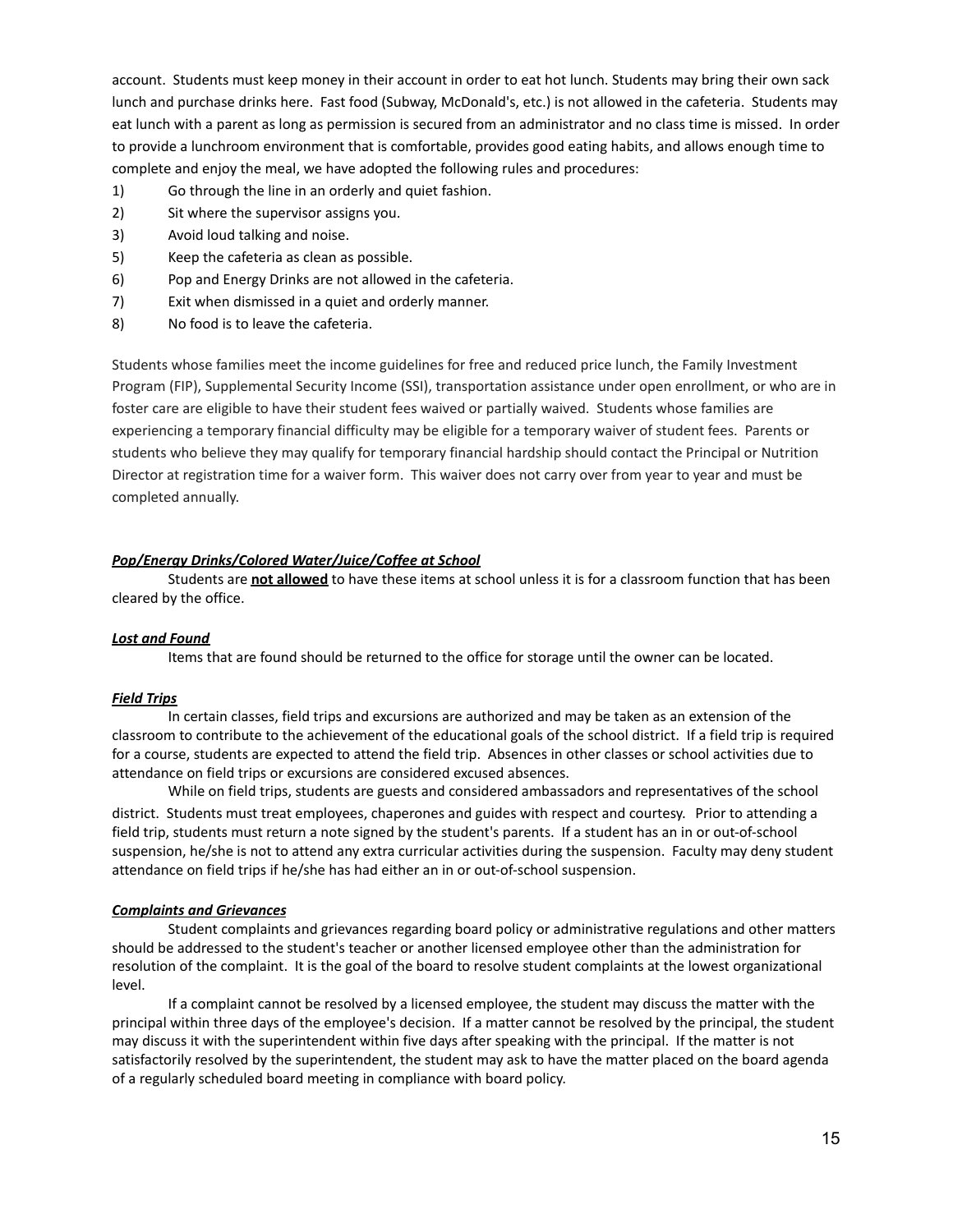account. Students must keep money in their account in order to eat hot lunch. Students may bring their own sack lunch and purchase drinks here. Fast food (Subway, McDonald's, etc.) is not allowed in the cafeteria. Students may eat lunch with a parent as long as permission is secured from an administrator and no class time is missed. In order to provide a lunchroom environment that is comfortable, provides good eating habits, and allows enough time to complete and enjoy the meal, we have adopted the following rules and procedures:

1) Go through the line in an orderly and quiet fashion.
2) Sit where the supervisor assigns you.
3) Avoid loud talking and noise.
5) Keep the cafeteria as clean as possible.
6) Pop and Energy Drinks are not allowed in the cafeteria.
7) Exit when dismissed in a quiet and orderly manner.
8) No food is to leave the cafeteria.

Students whose families meet the income guidelines for free and reduced price lunch, the Family Investment Program (FIP), Supplemental Security Income (SSI), transportation assistance under open enrollment, or who are in foster care are eligible to have their student fees waived or partially waived. Students whose families are experiencing a temporary financial difficulty may be eligible for a temporary waiver of student fees. Parents or students who believe they may qualify for temporary financial hardship should contact the Principal or Nutrition Director at registration time for a waiver form. This waiver does not carry over from year to year and must be completed annually.

***Pop/Energy Drinks/Colored Water/Juice/Coffee at School***

Students are **not allowed** to have these items at school unless it is for a classroom function that has been cleared by the office.

***Lost and Found***

Items that are found should be returned to the office for storage until the owner can be located.

***Field Trips***

In certain classes, field trips and excursions are authorized and may be taken as an extension of the classroom to contribute to the achievement of the educational goals of the school district. If a field trip is required for a course, students are expected to attend the field trip. Absences in other classes or school activities due to attendance on field trips or excursions are considered excused absences.

While on field trips, students are guests and considered ambassadors and representatives of the school district. Students must treat employees, chaperones and guides with respect and courtesy. Prior to attending a field trip, students must return a note signed by the student's parents. If a student has an in or out-of-school suspension, he/she is not to attend any extra curricular activities during the suspension. Faculty may deny student attendance on field trips if he/she has had either an in or out-of-school suspension.

***Complaints and Grievances***

Student complaints and grievances regarding board policy or administrative regulations and other matters should be addressed to the student's teacher or another licensed employee other than the administration for resolution of the complaint. It is the goal of the board to resolve student complaints at the lowest organizational level.

If a complaint cannot be resolved by a licensed employee, the student may discuss the matter with the principal within three days of the employee's decision. If a matter cannot be resolved by the principal, the student may discuss it with the superintendent within five days after speaking with the principal. If the matter is not satisfactorily resolved by the superintendent, the student may ask to have the matter placed on the board agenda of a regularly scheduled board meeting in compliance with board policy.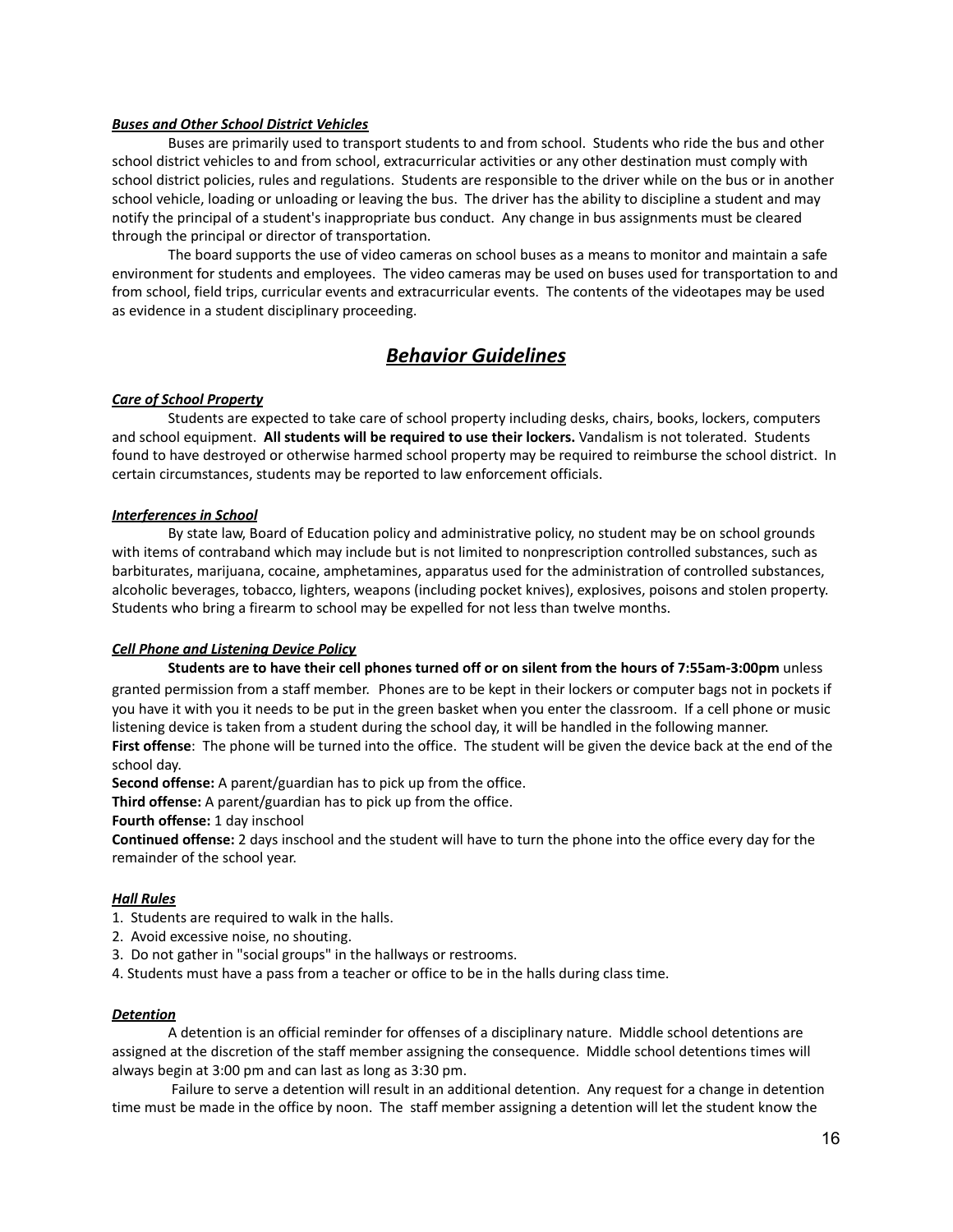***Buses and Other School District Vehicles***

Buses are primarily used to transport students to and from school. Students who ride the bus and other school district vehicles to and from school, extracurricular activities or any other destination must comply with school district policies, rules and regulations. Students are responsible to the driver while on the bus or in another school vehicle, loading or unloading or leaving the bus. The driver has the ability to discipline a student and may notify the principal of a student's inappropriate bus conduct. Any change in bus assignments must be cleared through the principal or director of transportation.

The board supports the use of video cameras on school buses as a means to monitor and maintain a safe environment for students and employees. The video cameras may be used on buses used for transportation to and from school, field trips, curricular events and extracurricular events. The contents of the videotapes may be used as evidence in a student disciplinary proceeding.

## ***Behavior Guidelines***

***Care of School Property***

Students are expected to take care of school property including desks, chairs, books, lockers, computers and school equipment. **All students will be required to use their lockers.** Vandalism is not tolerated. Students found to have destroyed or otherwise harmed school property may be required to reimburse the school district. In certain circumstances, students may be reported to law enforcement officials.

***Interferences in School***

By state law, Board of Education policy and administrative policy, no student may be on school grounds with items of contraband which may include but is not limited to nonprescription controlled substances, such as barbiturates, marijuana, cocaine, amphetamines, apparatus used for the administration of controlled substances, alcoholic beverages, tobacco, lighters, weapons (including pocket knives), explosives, poisons and stolen property. Students who bring a firearm to school may be expelled for not less than twelve months.

***Cell Phone and Listening Device Policy***

**Students are to have their cell phones turned off or on silent from the hours of 7:55am-3:00pm** unless granted permission from a staff member. Phones are to be kept in their lockers or computer bags not in pockets if you have it with you it needs to be put in the green basket when you enter the classroom. If a cell phone or music listening device is taken from a student during the school day, it will be handled in the following manner.

**First offense**: The phone will be turned into the office. The student will be given the device back at the end of the school day.

**Second offense:** A parent/guardian has to pick up from the office.

**Third offense:** A parent/guardian has to pick up from the office.

**Fourth offense:** 1 day inschool

**Continued offense:** 2 days inschool and the student will have to turn the phone into the office every day for the remainder of the school year.

***Hall Rules***

1. Students are required to walk in the halls.
2. Avoid excessive noise, no shouting.
3. Do not gather in "social groups" in the hallways or restrooms.
4. Students must have a pass from a teacher or office to be in the halls during class time.

***Detention***

A detention is an official reminder for offenses of a disciplinary nature. Middle school detentions are assigned at the discretion of the staff member assigning the consequence. Middle school detentions times will always begin at 3:00 pm and can last as long as 3:30 pm.

Failure to serve a detention will result in an additional detention. Any request for a change in detention time must be made in the office by noon. The staff member assigning a detention will let the student know the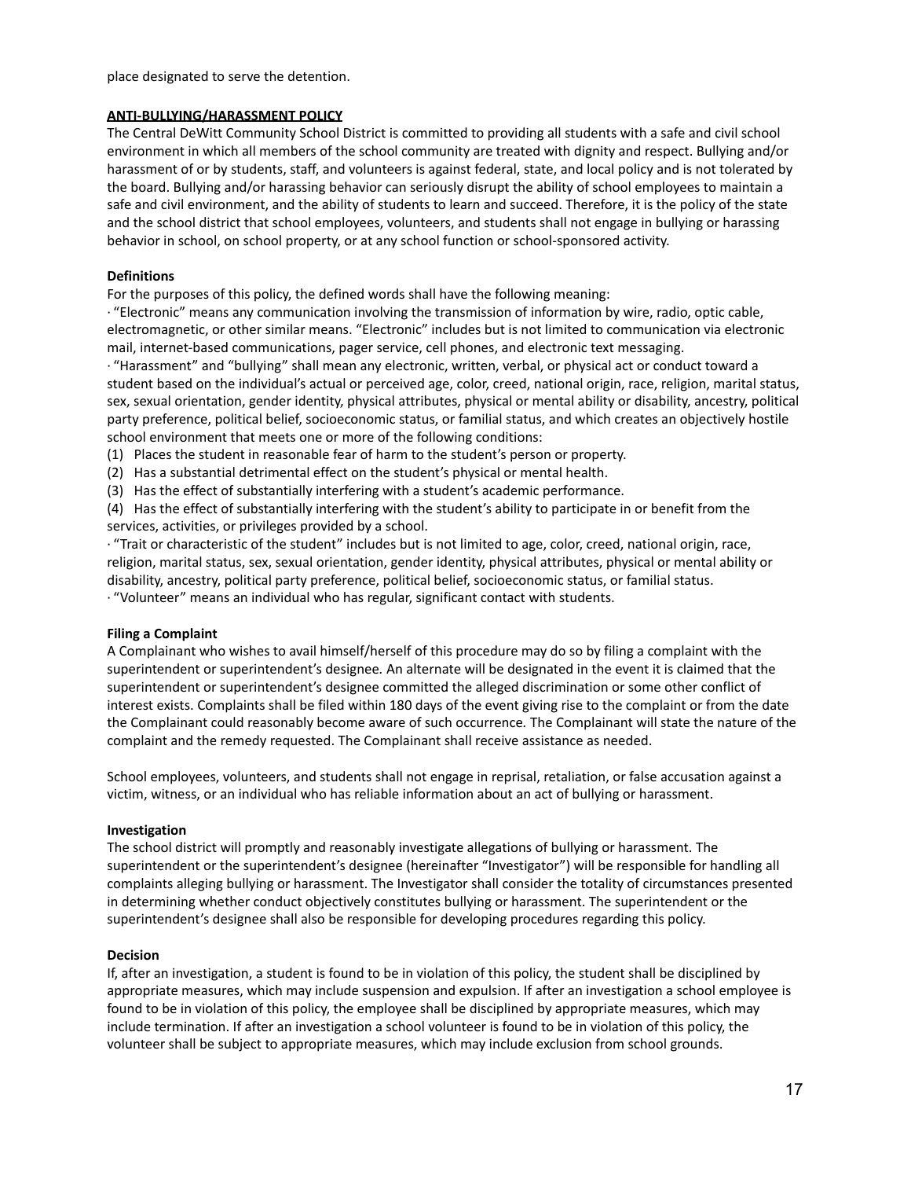place designated to serve the detention.

## ANTI-BULLYING/HARASSMENT POLICY

The Central DeWitt Community School District is committed to providing all students with a safe and civil school environment in which all members of the school community are treated with dignity and respect. Bullying and/or harassment of or by students, staff, and volunteers is against federal, state, and local policy and is not tolerated by the board. Bullying and/or harassing behavior can seriously disrupt the ability of school employees to maintain a safe and civil environment, and the ability of students to learn and succeed. Therefore, it is the policy of the state and the school district that school employees, volunteers, and students shall not engage in bullying or harassing behavior in school, on school property, or at any school function or school-sponsored activity.

### Definitions

For the purposes of this policy, the defined words shall have the following meaning:

· "Electronic" means any communication involving the transmission of information by wire, radio, optic cable, electromagnetic, or other similar means. "Electronic" includes but is not limited to communication via electronic mail, internet-based communications, pager service, cell phones, and electronic text messaging.

· "Harassment" and "bullying" shall mean any electronic, written, verbal, or physical act or conduct toward a student based on the individual's actual or perceived age, color, creed, national origin, race, religion, marital status, sex, sexual orientation, gender identity, physical attributes, physical or mental ability or disability, ancestry, political party preference, political belief, socioeconomic status, or familial status, and which creates an objectively hostile school environment that meets one or more of the following conditions:

(1) Places the student in reasonable fear of harm to the student's person or property.
(2) Has a substantial detrimental effect on the student's physical or mental health.
(3) Has the effect of substantially interfering with a student's academic performance.
(4) Has the effect of substantially interfering with the student's ability to participate in or benefit from the services, activities, or privileges provided by a school.

· "Trait or characteristic of the student" includes but is not limited to age, color, creed, national origin, race, religion, marital status, sex, sexual orientation, gender identity, physical attributes, physical or mental ability or disability, ancestry, political party preference, political belief, socioeconomic status, or familial status.

· "Volunteer" means an individual who has regular, significant contact with students.

### Filing a Complaint

A Complainant who wishes to avail himself/herself of this procedure may do so by filing a complaint with the superintendent or superintendent's designee. An alternate will be designated in the event it is claimed that the superintendent or superintendent's designee committed the alleged discrimination or some other conflict of interest exists. Complaints shall be filed within 180 days of the event giving rise to the complaint or from the date the Complainant could reasonably become aware of such occurrence. The Complainant will state the nature of the complaint and the remedy requested. The Complainant shall receive assistance as needed.

School employees, volunteers, and students shall not engage in reprisal, retaliation, or false accusation against a victim, witness, or an individual who has reliable information about an act of bullying or harassment.

### Investigation

The school district will promptly and reasonably investigate allegations of bullying or harassment. The superintendent or the superintendent's designee (hereinafter "Investigator") will be responsible for handling all complaints alleging bullying or harassment. The Investigator shall consider the totality of circumstances presented in determining whether conduct objectively constitutes bullying or harassment. The superintendent or the superintendent's designee shall also be responsible for developing procedures regarding this policy.

### Decision

If, after an investigation, a student is found to be in violation of this policy, the student shall be disciplined by appropriate measures, which may include suspension and expulsion. If after an investigation a school employee is found to be in violation of this policy, the employee shall be disciplined by appropriate measures, which may include termination. If after an investigation a school volunteer is found to be in violation of this policy, the volunteer shall be subject to appropriate measures, which may include exclusion from school grounds.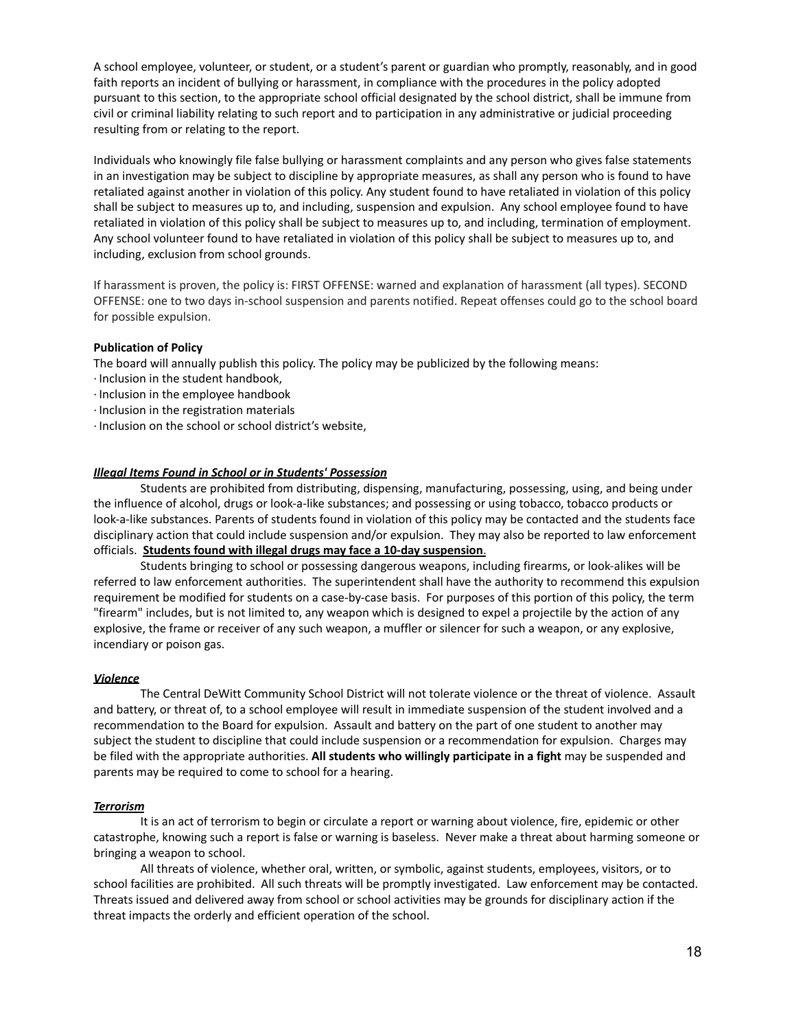A school employee, volunteer, or student, or a student's parent or guardian who promptly, reasonably, and in good faith reports an incident of bullying or harassment, in compliance with the procedures in the policy adopted pursuant to this section, to the appropriate school official designated by the school district, shall be immune from civil or criminal liability relating to such report and to participation in any administrative or judicial proceeding resulting from or relating to the report.

Individuals who knowingly file false bullying or harassment complaints and any person who gives false statements in an investigation may be subject to discipline by appropriate measures, as shall any person who is found to have retaliated against another in violation of this policy. Any student found to have retaliated in violation of this policy shall be subject to measures up to, and including, suspension and expulsion. Any school employee found to have retaliated in violation of this policy shall be subject to measures up to, and including, termination of employment. Any school volunteer found to have retaliated in violation of this policy shall be subject to measures up to, and including, exclusion from school grounds.

If harassment is proven, the policy is: FIRST OFFENSE: warned and explanation of harassment (all types). SECOND OFFENSE: one to two days in-school suspension and parents notified. Repeat offenses could go to the school board for possible expulsion.

**Publication of Policy**

The board will annually publish this policy. The policy may be publicized by the following means:

· Inclusion in the student handbook,
· Inclusion in the employee handbook
· Inclusion in the registration materials
· Inclusion on the school or school district's website,

***Illegal Items Found in School or in Students' Possession***

Students are prohibited from distributing, dispensing, manufacturing, possessing, using, and being under the influence of alcohol, drugs or look-a-like substances; and possessing or using tobacco, tobacco products or look-a-like substances. Parents of students found in violation of this policy may be contacted and the students face disciplinary action that could include suspension and/or expulsion. They may also be reported to law enforcement officials. **Students found with illegal drugs may face a 10-day suspension**.

Students bringing to school or possessing dangerous weapons, including firearms, or look-alikes will be referred to law enforcement authorities. The superintendent shall have the authority to recommend this expulsion requirement be modified for students on a case-by-case basis. For purposes of this portion of this policy, the term "firearm" includes, but is not limited to, any weapon which is designed to expel a projectile by the action of any explosive, the frame or receiver of any such weapon, a muffler or silencer for such a weapon, or any explosive, incendiary or poison gas.

***Violence***

The Central DeWitt Community School District will not tolerate violence or the threat of violence. Assault and battery, or threat of, to a school employee will result in immediate suspension of the student involved and a recommendation to the Board for expulsion. Assault and battery on the part of one student to another may subject the student to discipline that could include suspension or a recommendation for expulsion. Charges may be filed with the appropriate authorities. **All students who willingly participate in a fight** may be suspended and parents may be required to come to school for a hearing.

***Terrorism***

It is an act of terrorism to begin or circulate a report or warning about violence, fire, epidemic or other catastrophe, knowing such a report is false or warning is baseless. Never make a threat about harming someone or bringing a weapon to school.

All threats of violence, whether oral, written, or symbolic, against students, employees, visitors, or to school facilities are prohibited. All such threats will be promptly investigated. Law enforcement may be contacted. Threats issued and delivered away from school or school activities may be grounds for disciplinary action if the threat impacts the orderly and efficient operation of the school.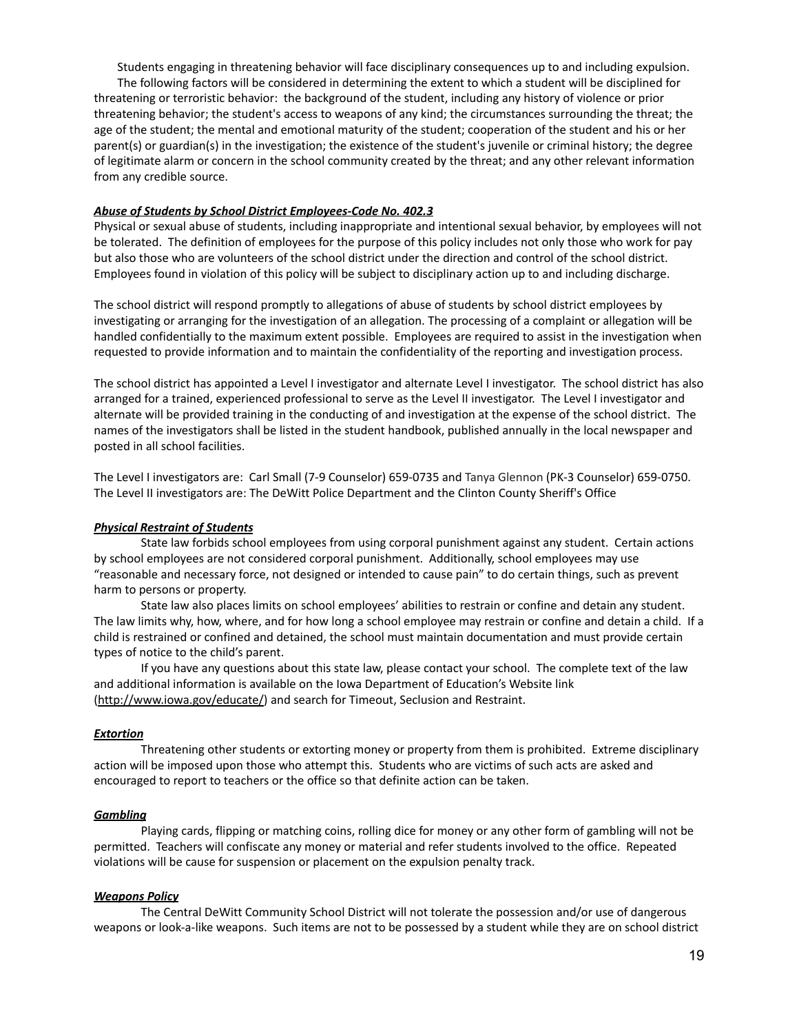Students engaging in threatening behavior will face disciplinary consequences up to and including expulsion.

The following factors will be considered in determining the extent to which a student will be disciplined for threatening or terroristic behavior: the background of the student, including any history of violence or prior threatening behavior; the student's access to weapons of any kind; the circumstances surrounding the threat; the age of the student; the mental and emotional maturity of the student; cooperation of the student and his or her parent(s) or guardian(s) in the investigation; the existence of the student's juvenile or criminal history; the degree of legitimate alarm or concern in the school community created by the threat; and any other relevant information from any credible source.

***Abuse of Students by School District Employees-Code No. 402.3***

Physical or sexual abuse of students, including inappropriate and intentional sexual behavior, by employees will not be tolerated. The definition of employees for the purpose of this policy includes not only those who work for pay but also those who are volunteers of the school district under the direction and control of the school district. Employees found in violation of this policy will be subject to disciplinary action up to and including discharge.

The school district will respond promptly to allegations of abuse of students by school district employees by investigating or arranging for the investigation of an allegation. The processing of a complaint or allegation will be handled confidentially to the maximum extent possible. Employees are required to assist in the investigation when requested to provide information and to maintain the confidentiality of the reporting and investigation process.

The school district has appointed a Level I investigator and alternate Level I investigator. The school district has also arranged for a trained, experienced professional to serve as the Level II investigator. The Level I investigator and alternate will be provided training in the conducting of and investigation at the expense of the school district. The names of the investigators shall be listed in the student handbook, published annually in the local newspaper and posted in all school facilities.

The Level I investigators are: Carl Small (7-9 Counselor) 659-0735 and Tanya Glennon (PK-3 Counselor) 659-0750.
The Level II investigators are: The DeWitt Police Department and the Clinton County Sheriff's Office

***Physical Restraint of Students***

State law forbids school employees from using corporal punishment against any student. Certain actions by school employees are not considered corporal punishment. Additionally, school employees may use "reasonable and necessary force, not designed or intended to cause pain" to do certain things, such as prevent harm to persons or property.

State law also places limits on school employees' abilities to restrain or confine and detain any student. The law limits why, how, where, and for how long a school employee may restrain or confine and detain a child. If a child is restrained or confined and detained, the school must maintain documentation and must provide certain types of notice to the child's parent.

If you have any questions about this state law, please contact your school. The complete text of the law and additional information is available on the Iowa Department of Education's Website link (http://www.iowa.gov/educate/) and search for Timeout, Seclusion and Restraint.

***Extortion***

Threatening other students or extorting money or property from them is prohibited. Extreme disciplinary action will be imposed upon those who attempt this. Students who are victims of such acts are asked and encouraged to report to teachers or the office so that definite action can be taken.

***Gambling***

Playing cards, flipping or matching coins, rolling dice for money or any other form of gambling will not be permitted. Teachers will confiscate any money or material and refer students involved to the office. Repeated violations will be cause for suspension or placement on the expulsion penalty track.

***Weapons Policy***

The Central DeWitt Community School District will not tolerate the possession and/or use of dangerous weapons or look-a-like weapons. Such items are not to be possessed by a student while they are on school district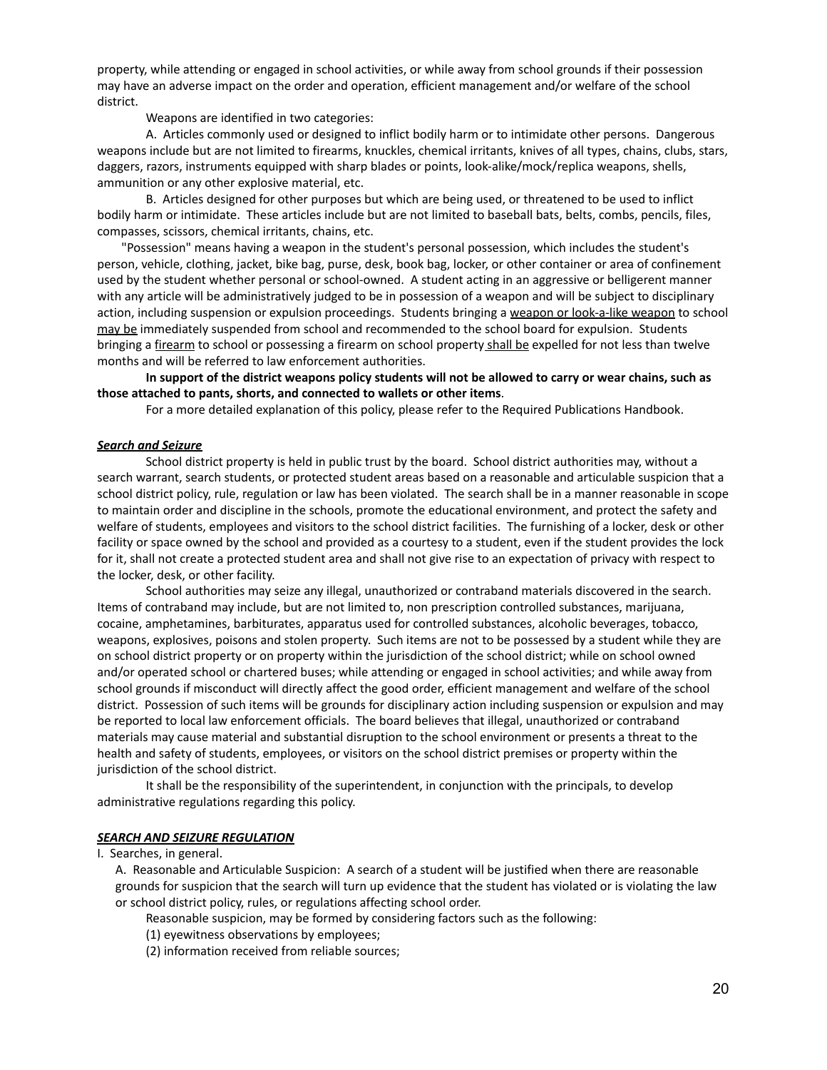property, while attending or engaged in school activities, or while away from school grounds if their possession may have an adverse impact on the order and operation, efficient management and/or welfare of the school district.

Weapons are identified in two categories:

A. Articles commonly used or designed to inflict bodily harm or to intimidate other persons. Dangerous weapons include but are not limited to firearms, knuckles, chemical irritants, knives of all types, chains, clubs, stars, daggers, razors, instruments equipped with sharp blades or points, look-alike/mock/replica weapons, shells, ammunition or any other explosive material, etc.

B. Articles designed for other purposes but which are being used, or threatened to be used to inflict bodily harm or intimidate. These articles include but are not limited to baseball bats, belts, combs, pencils, files, compasses, scissors, chemical irritants, chains, etc.

"Possession" means having a weapon in the student's personal possession, which includes the student's person, vehicle, clothing, jacket, bike bag, purse, desk, book bag, locker, or other container or area of confinement used by the student whether personal or school-owned. A student acting in an aggressive or belligerent manner with any article will be administratively judged to be in possession of a weapon and will be subject to disciplinary action, including suspension or expulsion proceedings. Students bringing a <u>weapon or look-a-like weapon</u> to school <u>may be</u> immediately suspended from school and recommended to the school board for expulsion. Students bringing a <u>firearm</u> to school or possessing a firearm on school property <u>shall be</u> expelled for not less than twelve months and will be referred to law enforcement authorities.

**In support of the district weapons policy students will not be allowed to carry or wear chains, such as those attached to pants, shorts, and connected to wallets or other items**.

For a more detailed explanation of this policy, please refer to the Required Publications Handbook.

***<u>Search and Seizure</u>***

School district property is held in public trust by the board. School district authorities may, without a search warrant, search students, or protected student areas based on a reasonable and articulable suspicion that a school district policy, rule, regulation or law has been violated. The search shall be in a manner reasonable in scope to maintain order and discipline in the schools, promote the educational environment, and protect the safety and welfare of students, employees and visitors to the school district facilities. The furnishing of a locker, desk or other facility or space owned by the school and provided as a courtesy to a student, even if the student provides the lock for it, shall not create a protected student area and shall not give rise to an expectation of privacy with respect to the locker, desk, or other facility.

School authorities may seize any illegal, unauthorized or contraband materials discovered in the search. Items of contraband may include, but are not limited to, non prescription controlled substances, marijuana, cocaine, amphetamines, barbiturates, apparatus used for controlled substances, alcoholic beverages, tobacco, weapons, explosives, poisons and stolen property. Such items are not to be possessed by a student while they are on school district property or on property within the jurisdiction of the school district; while on school owned and/or operated school or chartered buses; while attending or engaged in school activities; and while away from school grounds if misconduct will directly affect the good order, efficient management and welfare of the school district. Possession of such items will be grounds for disciplinary action including suspension or expulsion and may be reported to local law enforcement officials. The board believes that illegal, unauthorized or contraband materials may cause material and substantial disruption to the school environment or presents a threat to the health and safety of students, employees, or visitors on the school district premises or property within the jurisdiction of the school district.

It shall be the responsibility of the superintendent, in conjunction with the principals, to develop administrative regulations regarding this policy.

***<u>SEARCH AND SEIZURE REGULATION</u>***

I. Searches, in general.

A. Reasonable and Articulable Suspicion: A search of a student will be justified when there are reasonable grounds for suspicion that the search will turn up evidence that the student has violated or is violating the law or school district policy, rules, or regulations affecting school order.

Reasonable suspicion, may be formed by considering factors such as the following:

(1) eyewitness observations by employees;

(2) information received from reliable sources;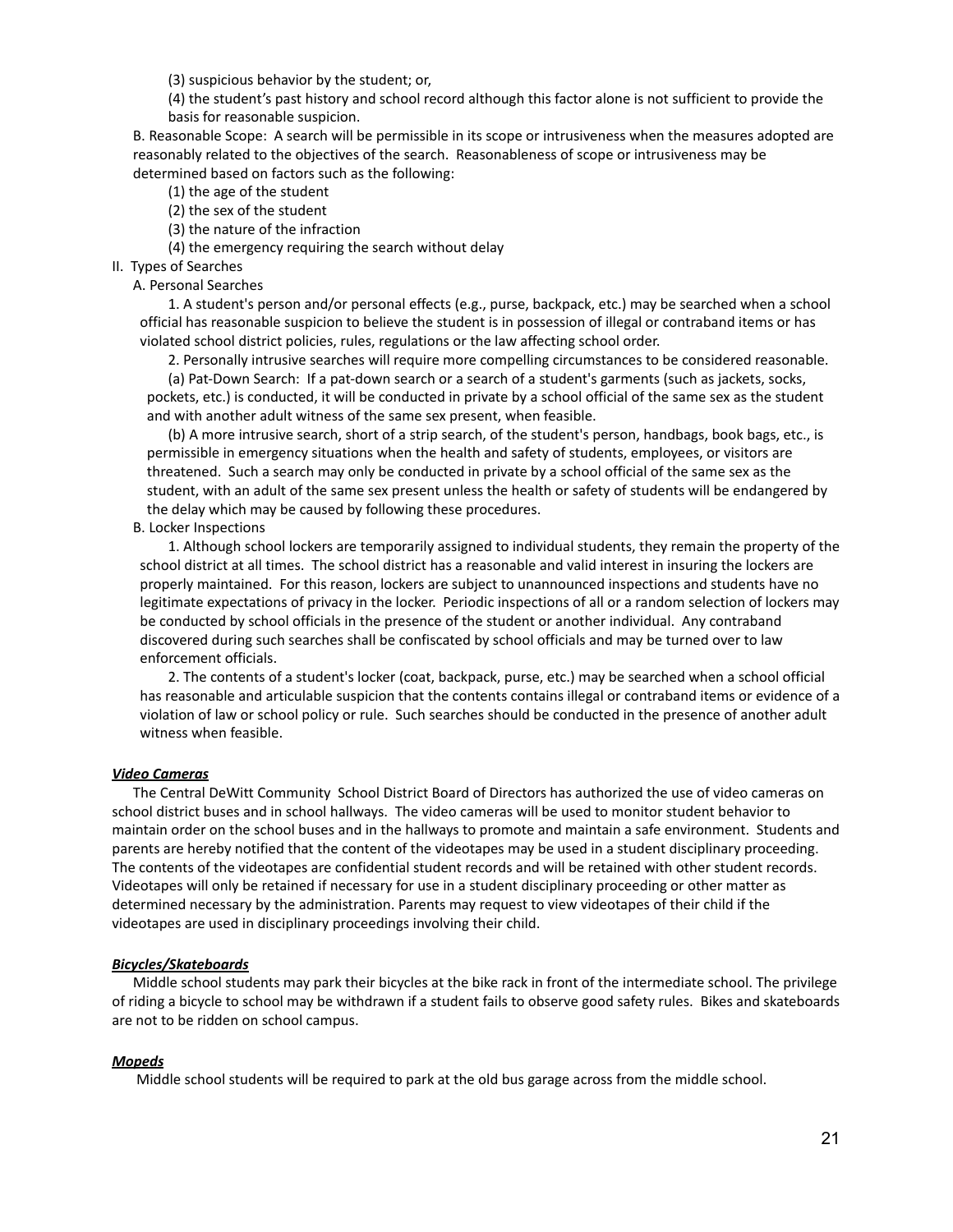(3) suspicious behavior by the student; or,

(4) the student's past history and school record although this factor alone is not sufficient to provide the basis for reasonable suspicion.

B. Reasonable Scope: A search will be permissible in its scope or intrusiveness when the measures adopted are reasonably related to the objectives of the search. Reasonableness of scope or intrusiveness may be determined based on factors such as the following:

(1) the age of the student

(2) the sex of the student

(3) the nature of the infraction

(4) the emergency requiring the search without delay

II. Types of Searches

A. Personal Searches

1. A student's person and/or personal effects (e.g., purse, backpack, etc.) may be searched when a school official has reasonable suspicion to believe the student is in possession of illegal or contraband items or has violated school district policies, rules, regulations or the law affecting school order.

2. Personally intrusive searches will require more compelling circumstances to be considered reasonable.

(a) Pat-Down Search: If a pat-down search or a search of a student's garments (such as jackets, socks, pockets, etc.) is conducted, it will be conducted in private by a school official of the same sex as the student and with another adult witness of the same sex present, when feasible.

(b) A more intrusive search, short of a strip search, of the student's person, handbags, book bags, etc., is permissible in emergency situations when the health and safety of students, employees, or visitors are threatened. Such a search may only be conducted in private by a school official of the same sex as the student, with an adult of the same sex present unless the health or safety of students will be endangered by the delay which may be caused by following these procedures.

B. Locker Inspections

1. Although school lockers are temporarily assigned to individual students, they remain the property of the school district at all times. The school district has a reasonable and valid interest in insuring the lockers are properly maintained. For this reason, lockers are subject to unannounced inspections and students have no legitimate expectations of privacy in the locker. Periodic inspections of all or a random selection of lockers may be conducted by school officials in the presence of the student or another individual. Any contraband discovered during such searches shall be confiscated by school officials and may be turned over to law enforcement officials.

2. The contents of a student's locker (coat, backpack, purse, etc.) may be searched when a school official has reasonable and articulable suspicion that the contents contains illegal or contraband items or evidence of a violation of law or school policy or rule. Such searches should be conducted in the presence of another adult witness when feasible.

***Video Cameras***

The Central DeWitt Community School District Board of Directors has authorized the use of video cameras on school district buses and in school hallways. The video cameras will be used to monitor student behavior to maintain order on the school buses and in the hallways to promote and maintain a safe environment. Students and parents are hereby notified that the content of the videotapes may be used in a student disciplinary proceeding. The contents of the videotapes are confidential student records and will be retained with other student records. Videotapes will only be retained if necessary for use in a student disciplinary proceeding or other matter as determined necessary by the administration. Parents may request to view videotapes of their child if the videotapes are used in disciplinary proceedings involving their child.

***Bicycles/Skateboards***

Middle school students may park their bicycles at the bike rack in front of the intermediate school. The privilege of riding a bicycle to school may be withdrawn if a student fails to observe good safety rules. Bikes and skateboards are not to be ridden on school campus.

***Mopeds***

Middle school students will be required to park at the old bus garage across from the middle school.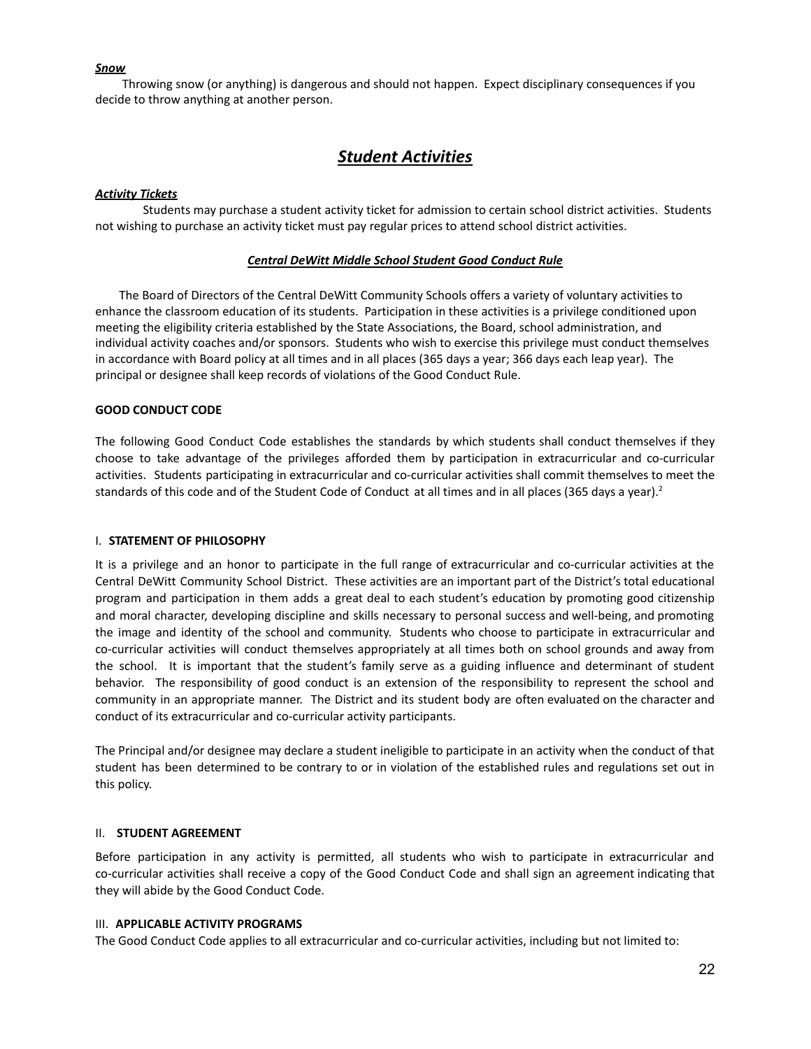***Snow***

Throwing snow (or anything) is dangerous and should not happen. Expect disciplinary consequences if you decide to throw anything at another person.

# ***Student Activities***

***Activity Tickets***

Students may purchase a student activity ticket for admission to certain school district activities. Students not wishing to purchase an activity ticket must pay regular prices to attend school district activities.

***Central DeWitt Middle School Student Good Conduct Rule***

The Board of Directors of the Central DeWitt Community Schools offers a variety of voluntary activities to enhance the classroom education of its students. Participation in these activities is a privilege conditioned upon meeting the eligibility criteria established by the State Associations, the Board, school administration, and individual activity coaches and/or sponsors. Students who wish to exercise this privilege must conduct themselves in accordance with Board policy at all times and in all places (365 days a year; 366 days each leap year). The principal or designee shall keep records of violations of the Good Conduct Rule.

**GOOD CONDUCT CODE**

The following Good Conduct Code establishes the standards by which students shall conduct themselves if they choose to take advantage of the privileges afforded them by participation in extracurricular and co-curricular activities. Students participating in extracurricular and co-curricular activities shall commit themselves to meet the standards of this code and of the Student Code of Conduct at all times and in all places (365 days a year).[2]

I. **STATEMENT OF PHILOSOPHY**

It is a privilege and an honor to participate in the full range of extracurricular and co-curricular activities at the Central DeWitt Community School District. These activities are an important part of the District's total educational program and participation in them adds a great deal to each student's education by promoting good citizenship and moral character, developing discipline and skills necessary to personal success and well-being, and promoting the image and identity of the school and community. Students who choose to participate in extracurricular and co-curricular activities will conduct themselves appropriately at all times both on school grounds and away from the school. It is important that the student's family serve as a guiding influence and determinant of student behavior. The responsibility of good conduct is an extension of the responsibility to represent the school and community in an appropriate manner. The District and its student body are often evaluated on the character and conduct of its extracurricular and co-curricular activity participants.

The Principal and/or designee may declare a student ineligible to participate in an activity when the conduct of that student has been determined to be contrary to or in violation of the established rules and regulations set out in this policy.

II. **STUDENT AGREEMENT**

Before participation in any activity is permitted, all students who wish to participate in extracurricular and co-curricular activities shall receive a copy of the Good Conduct Code and shall sign an agreement indicating that they will abide by the Good Conduct Code.

III. **APPLICABLE ACTIVITY PROGRAMS**

The Good Conduct Code applies to all extracurricular and co-curricular activities, including but not limited to: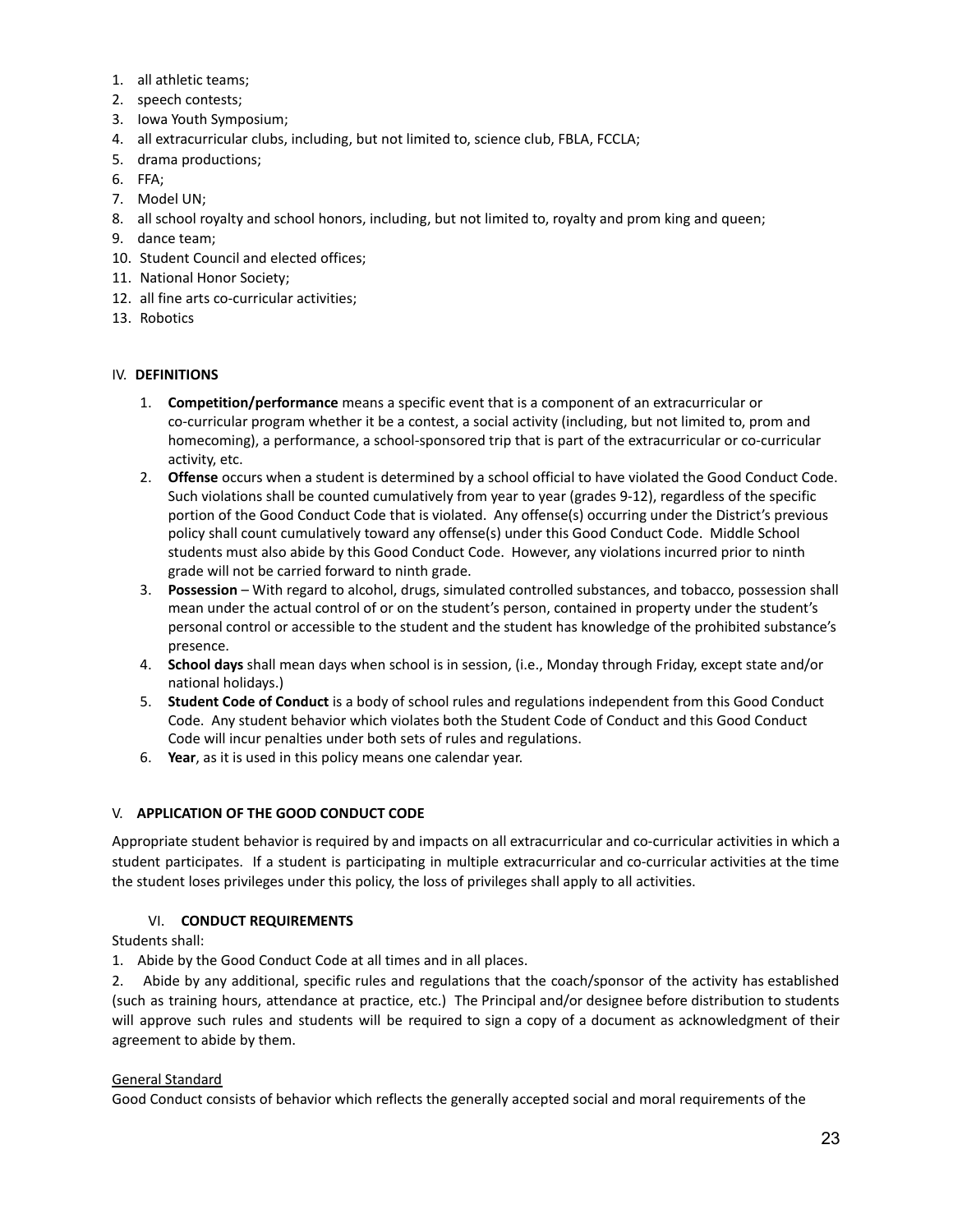1. all athletic teams;
2. speech contests;
3. Iowa Youth Symposium;
4. all extracurricular clubs, including, but not limited to, science club, FBLA, FCCLA;
5. drama productions;
6. FFA;
7. Model UN;
8. all school royalty and school honors, including, but not limited to, royalty and prom king and queen;
9. dance team;
10. Student Council and elected offices;
11. National Honor Society;
12. all fine arts co-curricular activities;
13. Robotics

## IV. DEFINITIONS

1. **Competition/performance** means a specific event that is a component of an extracurricular or co-curricular program whether it be a contest, a social activity (including, but not limited to, prom and homecoming), a performance, a school-sponsored trip that is part of the extracurricular or co-curricular activity, etc.
2. **Offense** occurs when a student is determined by a school official to have violated the Good Conduct Code. Such violations shall be counted cumulatively from year to year (grades 9-12), regardless of the specific portion of the Good Conduct Code that is violated. Any offense(s) occurring under the District's previous policy shall count cumulatively toward any offense(s) under this Good Conduct Code. Middle School students must also abide by this Good Conduct Code. However, any violations incurred prior to ninth grade will not be carried forward to ninth grade.
3. **Possession** – With regard to alcohol, drugs, simulated controlled substances, and tobacco, possession shall mean under the actual control of or on the student's person, contained in property under the student's personal control or accessible to the student and the student has knowledge of the prohibited substance's presence.
4. **School days** shall mean days when school is in session, (i.e., Monday through Friday, except state and/or national holidays.)
5. **Student Code of Conduct** is a body of school rules and regulations independent from this Good Conduct Code. Any student behavior which violates both the Student Code of Conduct and this Good Conduct Code will incur penalties under both sets of rules and regulations.
6. **Year**, as it is used in this policy means one calendar year.

## V. APPLICATION OF THE GOOD CONDUCT CODE

Appropriate student behavior is required by and impacts on all extracurricular and co-curricular activities in which a student participates. If a student is participating in multiple extracurricular and co-curricular activities at the time the student loses privileges under this policy, the loss of privileges shall apply to all activities.

## VI. CONDUCT REQUIREMENTS

Students shall:

1. Abide by the Good Conduct Code at all times and in all places.
2. Abide by any additional, specific rules and regulations that the coach/sponsor of the activity has established (such as training hours, attendance at practice, etc.) The Principal and/or designee before distribution to students will approve such rules and students will be required to sign a copy of a document as acknowledgment of their agreement to abide by them.

General Standard

Good Conduct consists of behavior which reflects the generally accepted social and moral requirements of the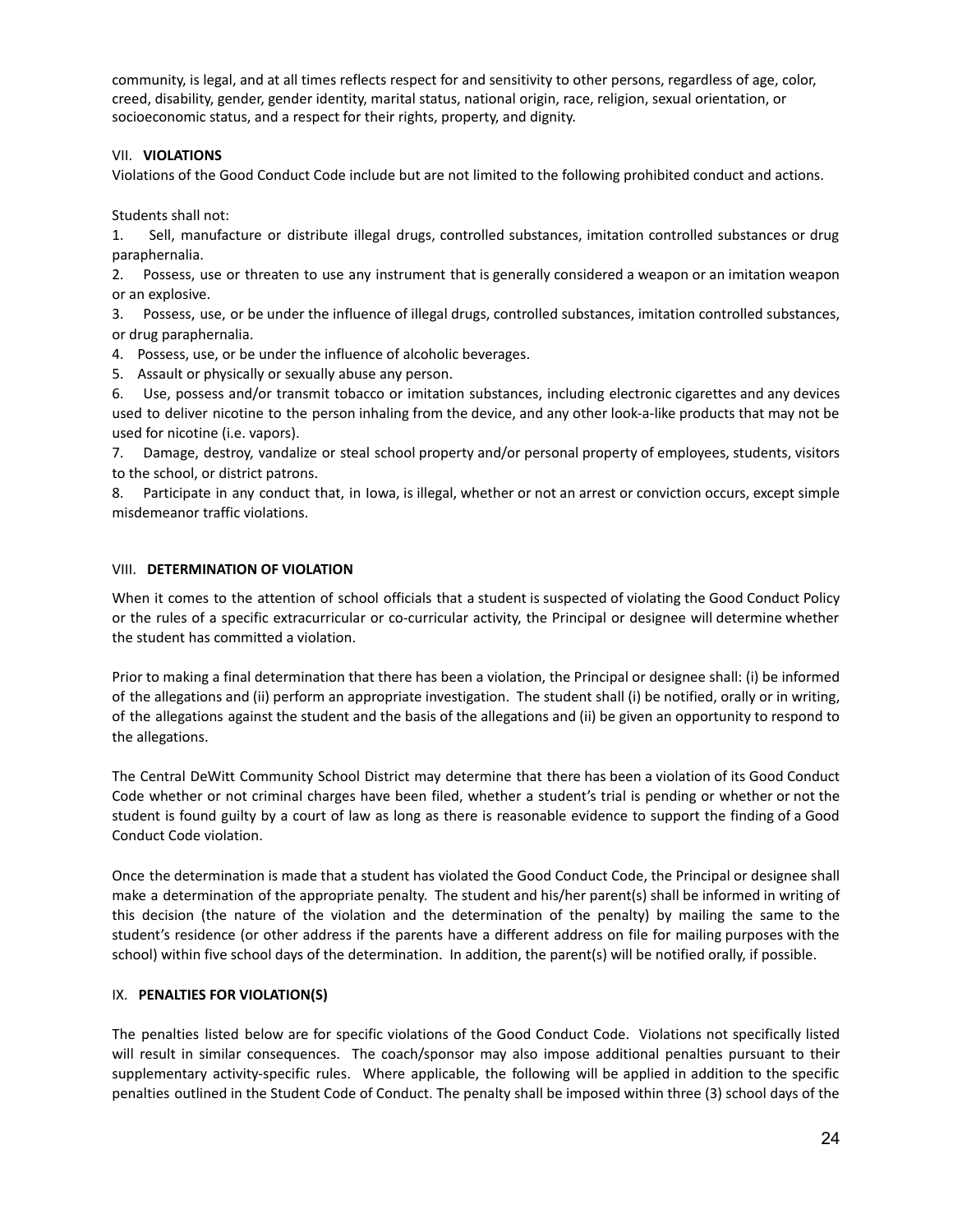community, is legal, and at all times reflects respect for and sensitivity to other persons, regardless of age, color, creed, disability, gender, gender identity, marital status, national origin, race, religion, sexual orientation, or socioeconomic status, and a respect for their rights, property, and dignity.

## VII. **VIOLATIONS**

Violations of the Good Conduct Code include but are not limited to the following prohibited conduct and actions.

Students shall not:

1. Sell, manufacture or distribute illegal drugs, controlled substances, imitation controlled substances or drug paraphernalia.
2. Possess, use or threaten to use any instrument that is generally considered a weapon or an imitation weapon or an explosive.
3. Possess, use, or be under the influence of illegal drugs, controlled substances, imitation controlled substances, or drug paraphernalia.
4. Possess, use, or be under the influence of alcoholic beverages.
5. Assault or physically or sexually abuse any person.
6. Use, possess and/or transmit tobacco or imitation substances, including electronic cigarettes and any devices used to deliver nicotine to the person inhaling from the device, and any other look-a-like products that may not be used for nicotine (i.e. vapors).
7. Damage, destroy, vandalize or steal school property and/or personal property of employees, students, visitors to the school, or district patrons.
8. Participate in any conduct that, in Iowa, is illegal, whether or not an arrest or conviction occurs, except simple misdemeanor traffic violations.

## VIII. **DETERMINATION OF VIOLATION**

When it comes to the attention of school officials that a student is suspected of violating the Good Conduct Policy or the rules of a specific extracurricular or co-curricular activity, the Principal or designee will determine whether the student has committed a violation.

Prior to making a final determination that there has been a violation, the Principal or designee shall: (i) be informed of the allegations and (ii) perform an appropriate investigation. The student shall (i) be notified, orally or in writing, of the allegations against the student and the basis of the allegations and (ii) be given an opportunity to respond to the allegations.

The Central DeWitt Community School District may determine that there has been a violation of its Good Conduct Code whether or not criminal charges have been filed, whether a student's trial is pending or whether or not the student is found guilty by a court of law as long as there is reasonable evidence to support the finding of a Good Conduct Code violation.

Once the determination is made that a student has violated the Good Conduct Code, the Principal or designee shall make a determination of the appropriate penalty. The student and his/her parent(s) shall be informed in writing of this decision (the nature of the violation and the determination of the penalty) by mailing the same to the student's residence (or other address if the parents have a different address on file for mailing purposes with the school) within five school days of the determination. In addition, the parent(s) will be notified orally, if possible.

## IX. **PENALTIES FOR VIOLATION(S)**

The penalties listed below are for specific violations of the Good Conduct Code. Violations not specifically listed will result in similar consequences. The coach/sponsor may also impose additional penalties pursuant to their supplementary activity-specific rules. Where applicable, the following will be applied in addition to the specific penalties outlined in the Student Code of Conduct. The penalty shall be imposed within three (3) school days of the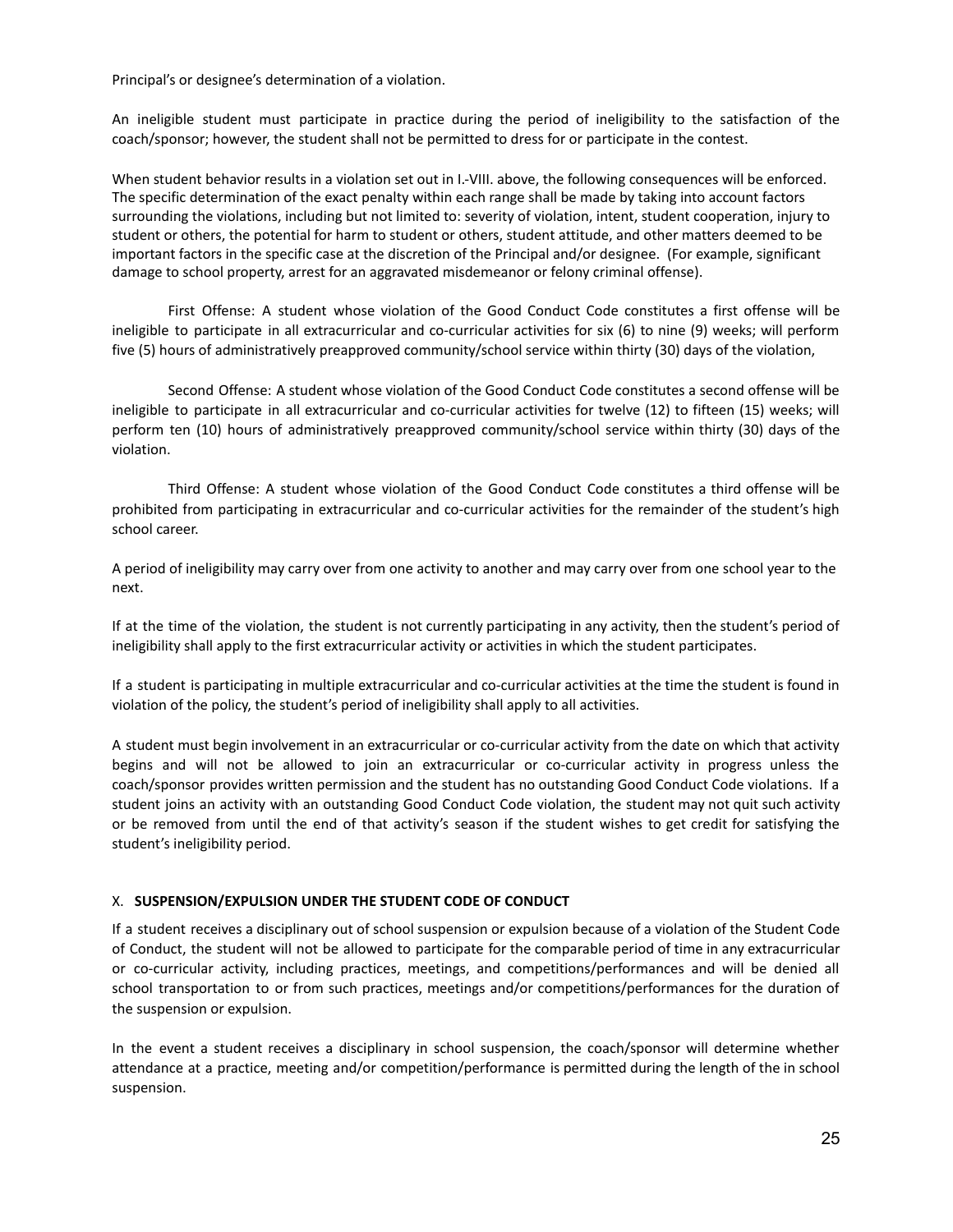Principal's or designee's determination of a violation.

An ineligible student must participate in practice during the period of ineligibility to the satisfaction of the coach/sponsor; however, the student shall not be permitted to dress for or participate in the contest.

When student behavior results in a violation set out in I.-VIII. above, the following consequences will be enforced. The specific determination of the exact penalty within each range shall be made by taking into account factors surrounding the violations, including but not limited to: severity of violation, intent, student cooperation, injury to student or others, the potential for harm to student or others, student attitude, and other matters deemed to be important factors in the specific case at the discretion of the Principal and/or designee. (For example, significant damage to school property, arrest for an aggravated misdemeanor or felony criminal offense).

First Offense: A student whose violation of the Good Conduct Code constitutes a first offense will be ineligible to participate in all extracurricular and co-curricular activities for six (6) to nine (9) weeks; will perform five (5) hours of administratively preapproved community/school service within thirty (30) days of the violation,

Second Offense: A student whose violation of the Good Conduct Code constitutes a second offense will be ineligible to participate in all extracurricular and co-curricular activities for twelve (12) to fifteen (15) weeks; will perform ten (10) hours of administratively preapproved community/school service within thirty (30) days of the violation.

Third Offense: A student whose violation of the Good Conduct Code constitutes a third offense will be prohibited from participating in extracurricular and co-curricular activities for the remainder of the student's high school career.

A period of ineligibility may carry over from one activity to another and may carry over from one school year to the next.

If at the time of the violation, the student is not currently participating in any activity, then the student's period of ineligibility shall apply to the first extracurricular activity or activities in which the student participates.

If a student is participating in multiple extracurricular and co-curricular activities at the time the student is found in violation of the policy, the student's period of ineligibility shall apply to all activities.

A student must begin involvement in an extracurricular or co-curricular activity from the date on which that activity begins and will not be allowed to join an extracurricular or co-curricular activity in progress unless the coach/sponsor provides written permission and the student has no outstanding Good Conduct Code violations. If a student joins an activity with an outstanding Good Conduct Code violation, the student may not quit such activity or be removed from until the end of that activity's season if the student wishes to get credit for satisfying the student's ineligibility period.

## X. **SUSPENSION/EXPULSION UNDER THE STUDENT CODE OF CONDUCT**

If a student receives a disciplinary out of school suspension or expulsion because of a violation of the Student Code of Conduct, the student will not be allowed to participate for the comparable period of time in any extracurricular or co-curricular activity, including practices, meetings, and competitions/performances and will be denied all school transportation to or from such practices, meetings and/or competitions/performances for the duration of the suspension or expulsion.

In the event a student receives a disciplinary in school suspension, the coach/sponsor will determine whether attendance at a practice, meeting and/or competition/performance is permitted during the length of the in school suspension.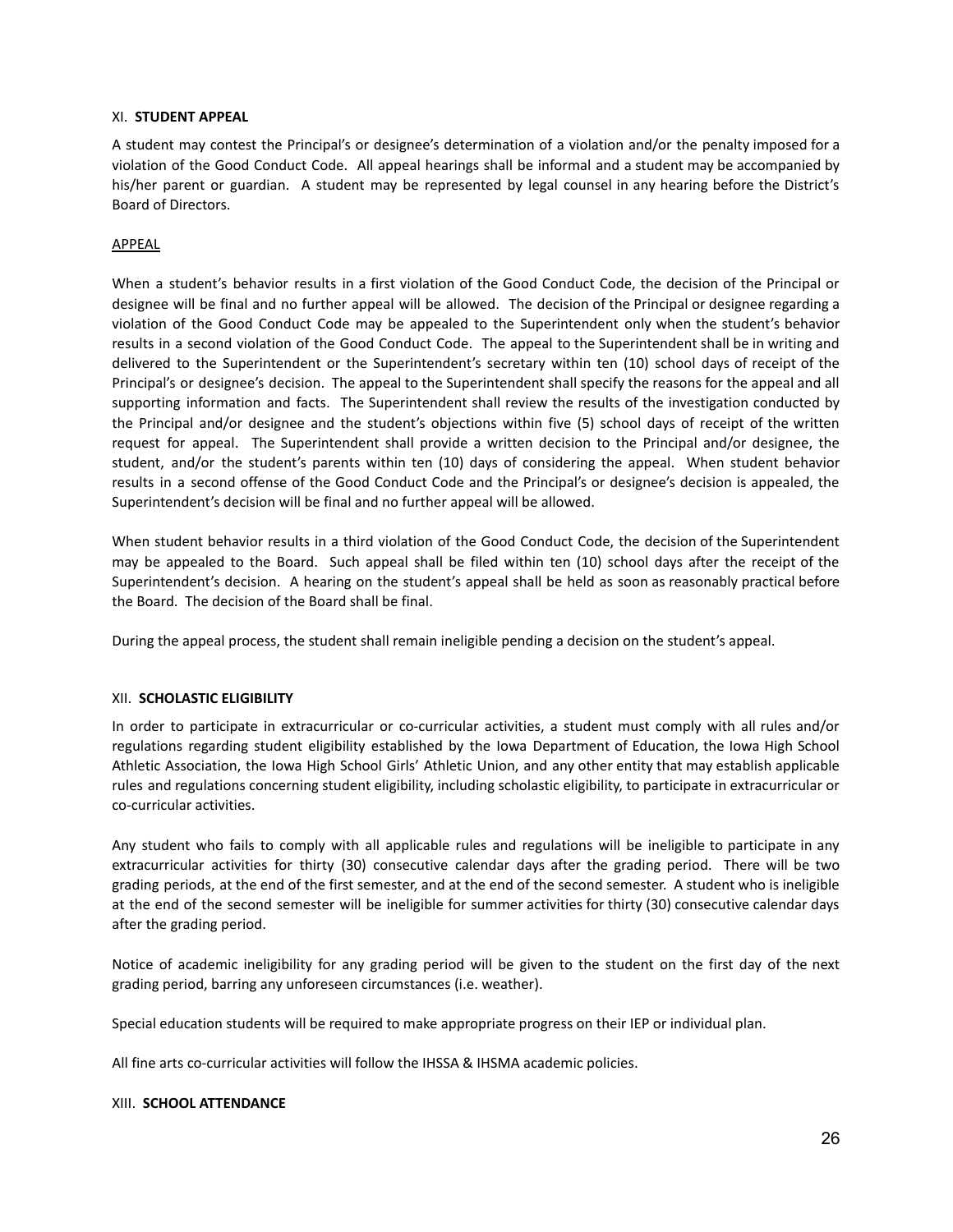### XI. **STUDENT APPEAL**

A student may contest the Principal's or designee's determination of a violation and/or the penalty imposed for a violation of the Good Conduct Code. All appeal hearings shall be informal and a student may be accompanied by his/her parent or guardian. A student may be represented by legal counsel in any hearing before the District's Board of Directors.

<u>APPEAL</u>

When a student's behavior results in a first violation of the Good Conduct Code, the decision of the Principal or designee will be final and no further appeal will be allowed. The decision of the Principal or designee regarding a violation of the Good Conduct Code may be appealed to the Superintendent only when the student's behavior results in a second violation of the Good Conduct Code. The appeal to the Superintendent shall be in writing and delivered to the Superintendent or the Superintendent's secretary within ten (10) school days of receipt of the Principal's or designee's decision. The appeal to the Superintendent shall specify the reasons for the appeal and all supporting information and facts. The Superintendent shall review the results of the investigation conducted by the Principal and/or designee and the student's objections within five (5) school days of receipt of the written request for appeal. The Superintendent shall provide a written decision to the Principal and/or designee, the student, and/or the student's parents within ten (10) days of considering the appeal. When student behavior results in a second offense of the Good Conduct Code and the Principal's or designee's decision is appealed, the Superintendent's decision will be final and no further appeal will be allowed.

When student behavior results in a third violation of the Good Conduct Code, the decision of the Superintendent may be appealed to the Board. Such appeal shall be filed within ten (10) school days after the receipt of the Superintendent's decision. A hearing on the student's appeal shall be held as soon as reasonably practical before the Board. The decision of the Board shall be final.

During the appeal process, the student shall remain ineligible pending a decision on the student's appeal.

### XII. **SCHOLASTIC ELIGIBILITY**

In order to participate in extracurricular or co-curricular activities, a student must comply with all rules and/or regulations regarding student eligibility established by the Iowa Department of Education, the Iowa High School Athletic Association, the Iowa High School Girls' Athletic Union, and any other entity that may establish applicable rules and regulations concerning student eligibility, including scholastic eligibility, to participate in extracurricular or co-curricular activities.

Any student who fails to comply with all applicable rules and regulations will be ineligible to participate in any extracurricular activities for thirty (30) consecutive calendar days after the grading period. There will be two grading periods, at the end of the first semester, and at the end of the second semester. A student who is ineligible at the end of the second semester will be ineligible for summer activities for thirty (30) consecutive calendar days after the grading period.

Notice of academic ineligibility for any grading period will be given to the student on the first day of the next grading period, barring any unforeseen circumstances (i.e. weather).

Special education students will be required to make appropriate progress on their IEP or individual plan.

All fine arts co-curricular activities will follow the IHSSA & IHSMA academic policies.

### XIII. **SCHOOL ATTENDANCE**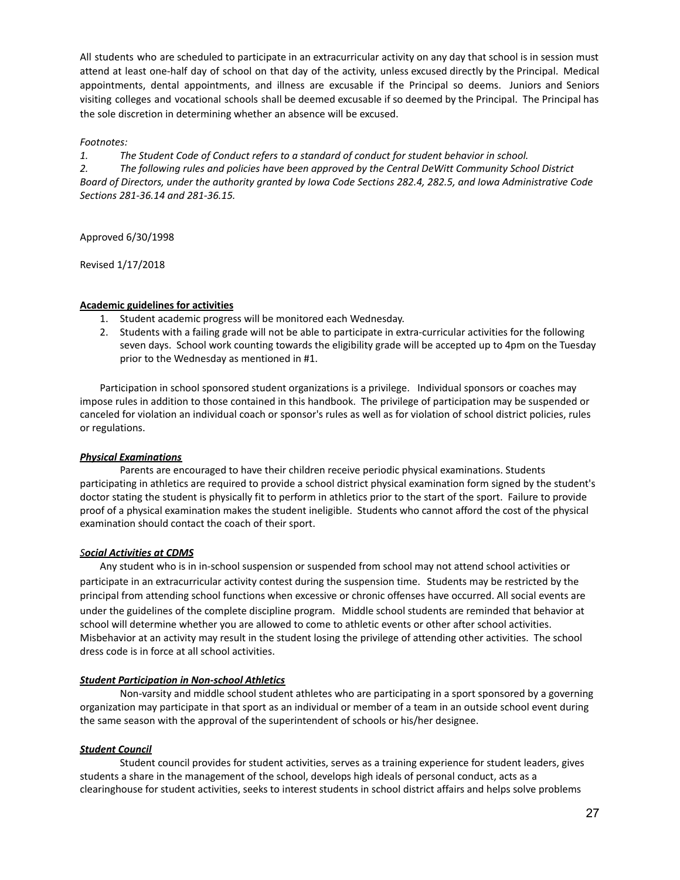All students who are scheduled to participate in an extracurricular activity on any day that school is in session must attend at least one-half day of school on that day of the activity, unless excused directly by the Principal. Medical appointments, dental appointments, and illness are excusable if the Principal so deems. Juniors and Seniors visiting colleges and vocational schools shall be deemed excusable if so deemed by the Principal. The Principal has the sole discretion in determining whether an absence will be excused.

*Footnotes:*

*1. The Student Code of Conduct refers to a standard of conduct for student behavior in school.*

*2. The following rules and policies have been approved by the Central DeWitt Community School District Board of Directors, under the authority granted by Iowa Code Sections 282.4, 282.5, and Iowa Administrative Code Sections 281-36.14 and 281-36.15.*

Approved 6/30/1998

Revised 1/17/2018

**Academic guidelines for activities**

1. Student academic progress will be monitored each Wednesday.
2. Students with a failing grade will not be able to participate in extra-curricular activities for the following seven days. School work counting towards the eligibility grade will be accepted up to 4pm on the Tuesday prior to the Wednesday as mentioned in #1.

Participation in school sponsored student organizations is a privilege. Individual sponsors or coaches may impose rules in addition to those contained in this handbook. The privilege of participation may be suspended or canceled for violation an individual coach or sponsor's rules as well as for violation of school district policies, rules or regulations.

***Physical Examinations***

Parents are encouraged to have their children receive periodic physical examinations. Students participating in athletics are required to provide a school district physical examination form signed by the student's doctor stating the student is physically fit to perform in athletics prior to the start of the sport. Failure to provide proof of a physical examination makes the student ineligible. Students who cannot afford the cost of the physical examination should contact the coach of their sport.

***Social Activities at CDMS***

Any student who is in in-school suspension or suspended from school may not attend school activities or participate in an extracurricular activity contest during the suspension time. Students may be restricted by the principal from attending school functions when excessive or chronic offenses have occurred. All social events are under the guidelines of the complete discipline program. Middle school students are reminded that behavior at school will determine whether you are allowed to come to athletic events or other after school activities. Misbehavior at an activity may result in the student losing the privilege of attending other activities. The school dress code is in force at all school activities.

***Student Participation in Non-school Athletics***

Non-varsity and middle school student athletes who are participating in a sport sponsored by a governing organization may participate in that sport as an individual or member of a team in an outside school event during the same season with the approval of the superintendent of schools or his/her designee.

***Student Council***

Student council provides for student activities, serves as a training experience for student leaders, gives students a share in the management of the school, develops high ideals of personal conduct, acts as a clearinghouse for student activities, seeks to interest students in school district affairs and helps solve problems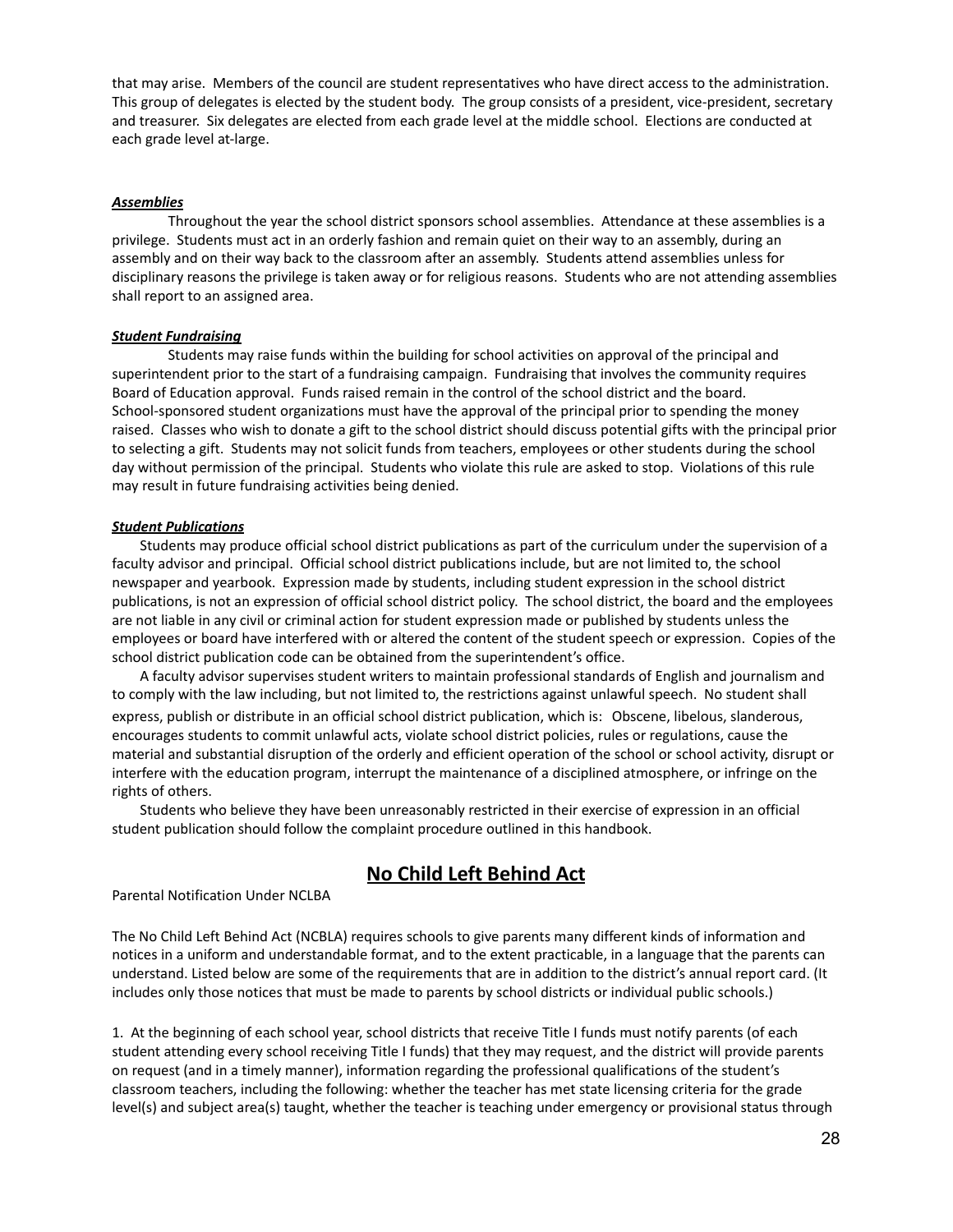that may arise. Members of the council are student representatives who have direct access to the administration. This group of delegates is elected by the student body. The group consists of a president, vice-president, secretary and treasurer. Six delegates are elected from each grade level at the middle school. Elections are conducted at each grade level at-large.

***Assemblies***

Throughout the year the school district sponsors school assemblies. Attendance at these assemblies is a privilege. Students must act in an orderly fashion and remain quiet on their way to an assembly, during an assembly and on their way back to the classroom after an assembly. Students attend assemblies unless for disciplinary reasons the privilege is taken away or for religious reasons. Students who are not attending assemblies shall report to an assigned area.

***Student Fundraising***

Students may raise funds within the building for school activities on approval of the principal and superintendent prior to the start of a fundraising campaign. Fundraising that involves the community requires Board of Education approval. Funds raised remain in the control of the school district and the board. School-sponsored student organizations must have the approval of the principal prior to spending the money raised. Classes who wish to donate a gift to the school district should discuss potential gifts with the principal prior to selecting a gift. Students may not solicit funds from teachers, employees or other students during the school day without permission of the principal. Students who violate this rule are asked to stop. Violations of this rule may result in future fundraising activities being denied.

***Student Publications***

Students may produce official school district publications as part of the curriculum under the supervision of a faculty advisor and principal. Official school district publications include, but are not limited to, the school newspaper and yearbook. Expression made by students, including student expression in the school district publications, is not an expression of official school district policy. The school district, the board and the employees are not liable in any civil or criminal action for student expression made or published by students unless the employees or board have interfered with or altered the content of the student speech or expression. Copies of the school district publication code can be obtained from the superintendent's office.

A faculty advisor supervises student writers to maintain professional standards of English and journalism and to comply with the law including, but not limited to, the restrictions against unlawful speech. No student shall express, publish or distribute in an official school district publication, which is: Obscene, libelous, slanderous, encourages students to commit unlawful acts, violate school district policies, rules or regulations, cause the material and substantial disruption of the orderly and efficient operation of the school or school activity, disrupt or interfere with the education program, interrupt the maintenance of a disciplined atmosphere, or infringe on the rights of others.

Students who believe they have been unreasonably restricted in their exercise of expression in an official student publication should follow the complaint procedure outlined in this handbook.

## No Child Left Behind Act

Parental Notification Under NCLBA

The No Child Left Behind Act (NCBLA) requires schools to give parents many different kinds of information and notices in a uniform and understandable format, and to the extent practicable, in a language that the parents can understand. Listed below are some of the requirements that are in addition to the district's annual report card. (It includes only those notices that must be made to parents by school districts or individual public schools.)

1. At the beginning of each school year, school districts that receive Title I funds must notify parents (of each student attending every school receiving Title I funds) that they may request, and the district will provide parents on request (and in a timely manner), information regarding the professional qualifications of the student's classroom teachers, including the following: whether the teacher has met state licensing criteria for the grade level(s) and subject area(s) taught, whether the teacher is teaching under emergency or provisional status through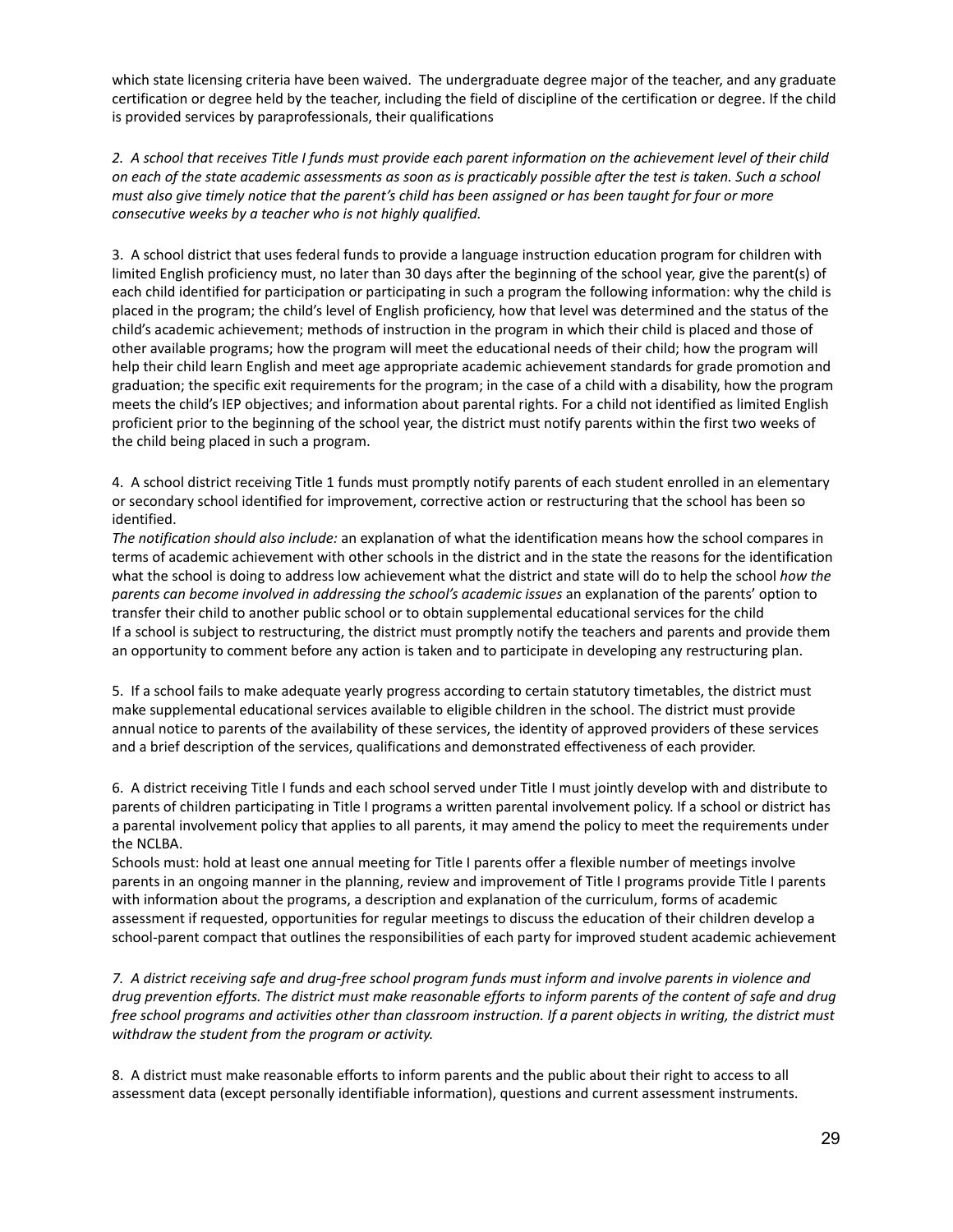which state licensing criteria have been waived. The undergraduate degree major of the teacher, and any graduate certification or degree held by the teacher, including the field of discipline of the certification or degree. If the child is provided services by paraprofessionals, their qualifications

*2. A school that receives Title I funds must provide each parent information on the achievement level of their child on each of the state academic assessments as soon as is practicably possible after the test is taken. Such a school must also give timely notice that the parent's child has been assigned or has been taught for four or more consecutive weeks by a teacher who is not highly qualified.*

3. A school district that uses federal funds to provide a language instruction education program for children with limited English proficiency must, no later than 30 days after the beginning of the school year, give the parent(s) of each child identified for participation or participating in such a program the following information: why the child is placed in the program; the child's level of English proficiency, how that level was determined and the status of the child's academic achievement; methods of instruction in the program in which their child is placed and those of other available programs; how the program will meet the educational needs of their child; how the program will help their child learn English and meet age appropriate academic achievement standards for grade promotion and graduation; the specific exit requirements for the program; in the case of a child with a disability, how the program meets the child's IEP objectives; and information about parental rights. For a child not identified as limited English proficient prior to the beginning of the school year, the district must notify parents within the first two weeks of the child being placed in such a program.

4. A school district receiving Title 1 funds must promptly notify parents of each student enrolled in an elementary or secondary school identified for improvement, corrective action or restructuring that the school has been so identified.
*The notification should also include:* an explanation of what the identification means how the school compares in terms of academic achievement with other schools in the district and in the state the reasons for the identification what the school is doing to address low achievement what the district and state will do to help the school *how the parents can become involved in addressing the school's academic issues* an explanation of the parents' option to transfer their child to another public school or to obtain supplemental educational services for the child
If a school is subject to restructuring, the district must promptly notify the teachers and parents and provide them an opportunity to comment before any action is taken and to participate in developing any restructuring plan.

5. If a school fails to make adequate yearly progress according to certain statutory timetables, the district must make supplemental educational services available to eligible children in the school. The district must provide annual notice to parents of the availability of these services, the identity of approved providers of these services and a brief description of the services, qualifications and demonstrated effectiveness of each provider.

6. A district receiving Title I funds and each school served under Title I must jointly develop with and distribute to parents of children participating in Title I programs a written parental involvement policy. If a school or district has a parental involvement policy that applies to all parents, it may amend the policy to meet the requirements under the NCLBA.
Schools must: hold at least one annual meeting for Title I parents offer a flexible number of meetings involve parents in an ongoing manner in the planning, review and improvement of Title I programs provide Title I parents with information about the programs, a description and explanation of the curriculum, forms of academic assessment if requested, opportunities for regular meetings to discuss the education of their children develop a school-parent compact that outlines the responsibilities of each party for improved student academic achievement

*7. A district receiving safe and drug-free school program funds must inform and involve parents in violence and drug prevention efforts. The district must make reasonable efforts to inform parents of the content of safe and drug free school programs and activities other than classroom instruction. If a parent objects in writing, the district must withdraw the student from the program or activity.*

8. A district must make reasonable efforts to inform parents and the public about their right to access to all assessment data (except personally identifiable information), questions and current assessment instruments.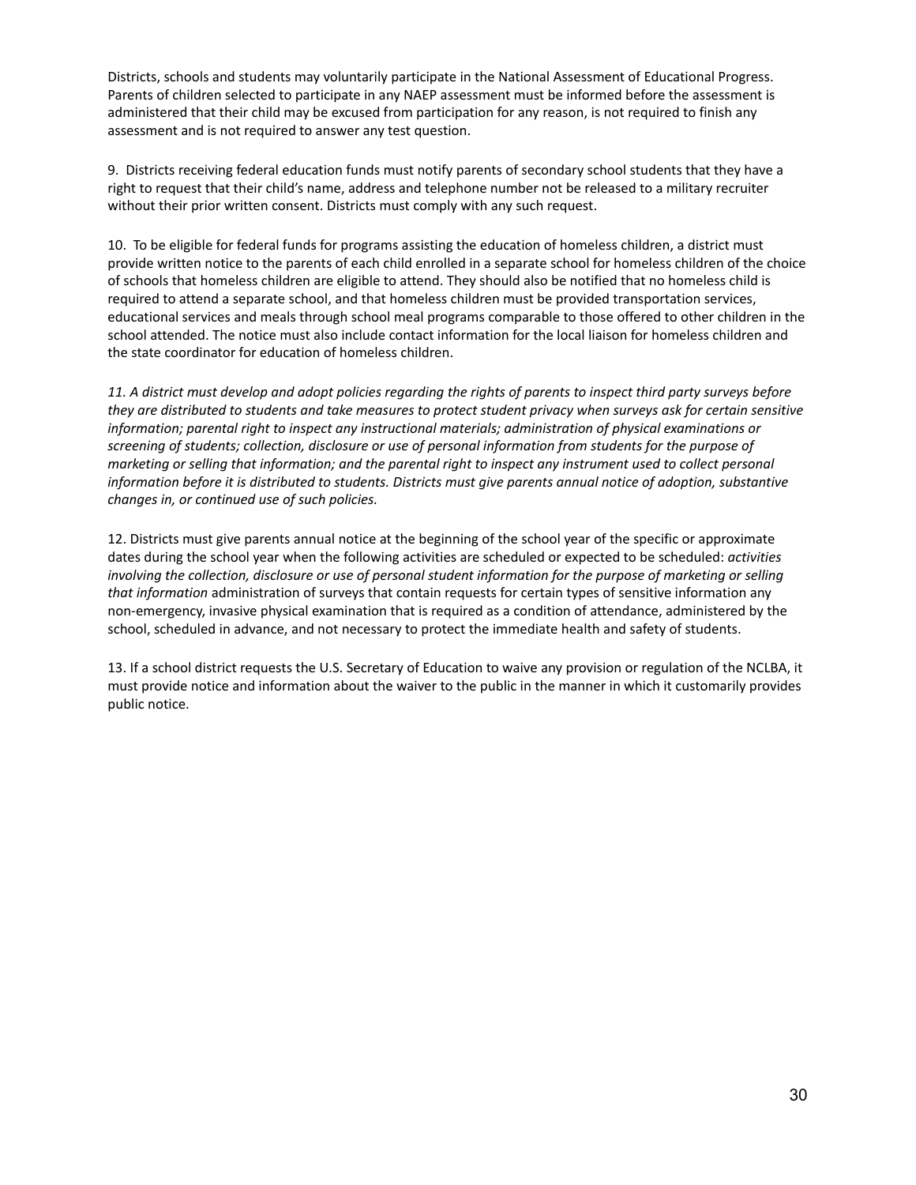Districts, schools and students may voluntarily participate in the National Assessment of Educational Progress. Parents of children selected to participate in any NAEP assessment must be informed before the assessment is administered that their child may be excused from participation for any reason, is not required to finish any assessment and is not required to answer any test question.

9. Districts receiving federal education funds must notify parents of secondary school students that they have a right to request that their child's name, address and telephone number not be released to a military recruiter without their prior written consent. Districts must comply with any such request.

10. To be eligible for federal funds for programs assisting the education of homeless children, a district must provide written notice to the parents of each child enrolled in a separate school for homeless children of the choice of schools that homeless children are eligible to attend. They should also be notified that no homeless child is required to attend a separate school, and that homeless children must be provided transportation services, educational services and meals through school meal programs comparable to those offered to other children in the school attended. The notice must also include contact information for the local liaison for homeless children and the state coordinator for education of homeless children.

*11. A district must develop and adopt policies regarding the rights of parents to inspect third party surveys before they are distributed to students and take measures to protect student privacy when surveys ask for certain sensitive information; parental right to inspect any instructional materials; administration of physical examinations or screening of students; collection, disclosure or use of personal information from students for the purpose of marketing or selling that information; and the parental right to inspect any instrument used to collect personal information before it is distributed to students. Districts must give parents annual notice of adoption, substantive changes in, or continued use of such policies.*

12. Districts must give parents annual notice at the beginning of the school year of the specific or approximate dates during the school year when the following activities are scheduled or expected to be scheduled: *activities involving the collection, disclosure or use of personal student information for the purpose of marketing or selling that information* administration of surveys that contain requests for certain types of sensitive information any non-emergency, invasive physical examination that is required as a condition of attendance, administered by the school, scheduled in advance, and not necessary to protect the immediate health and safety of students.

13. If a school district requests the U.S. Secretary of Education to waive any provision or regulation of the NCLBA, it must provide notice and information about the waiver to the public in the manner in which it customarily provides public notice.